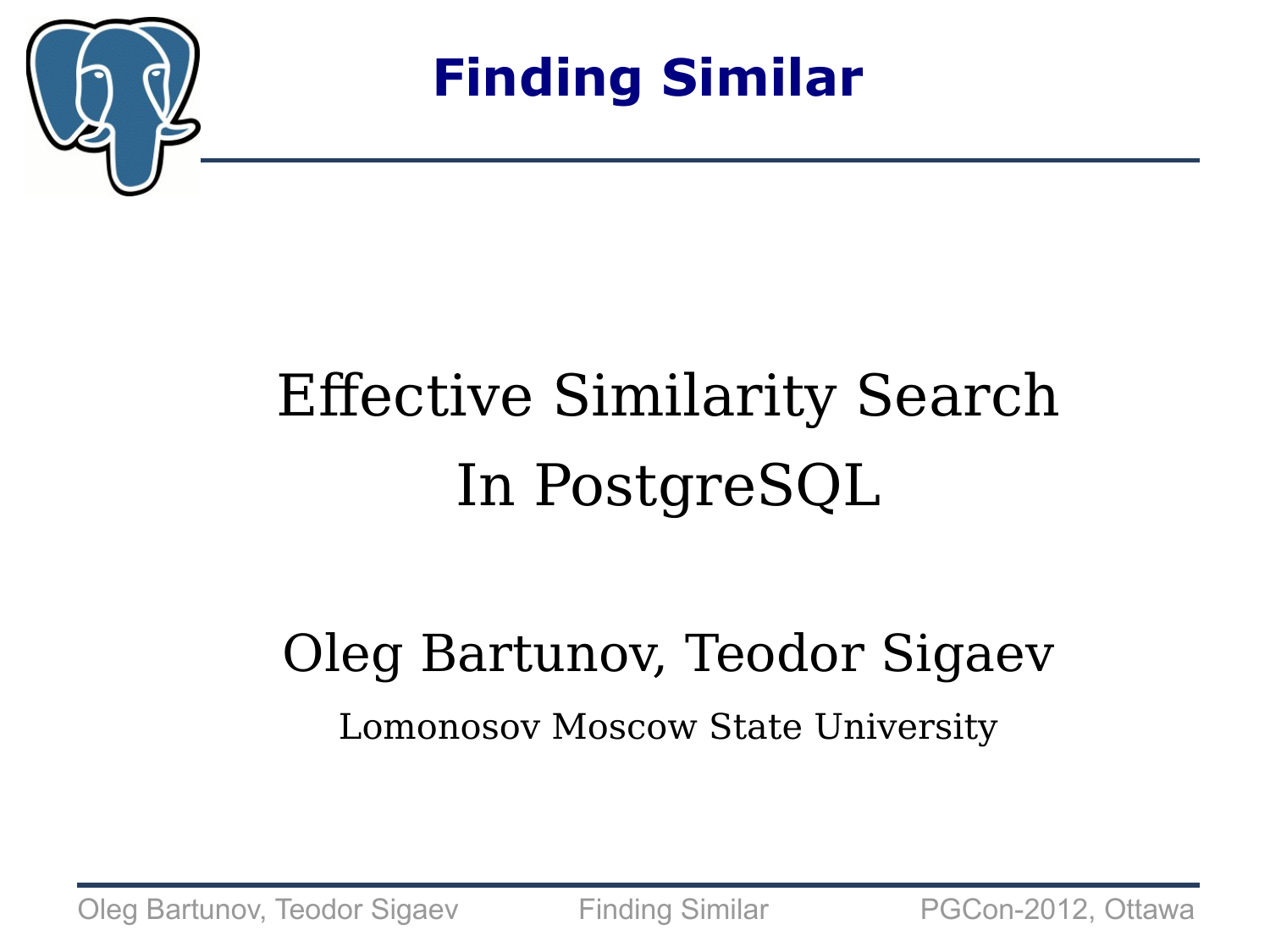# Effective Similarity Search In PostgreSQL

Oleg Bartunov, Teodor Sigaev

Lomonosov Moscow State University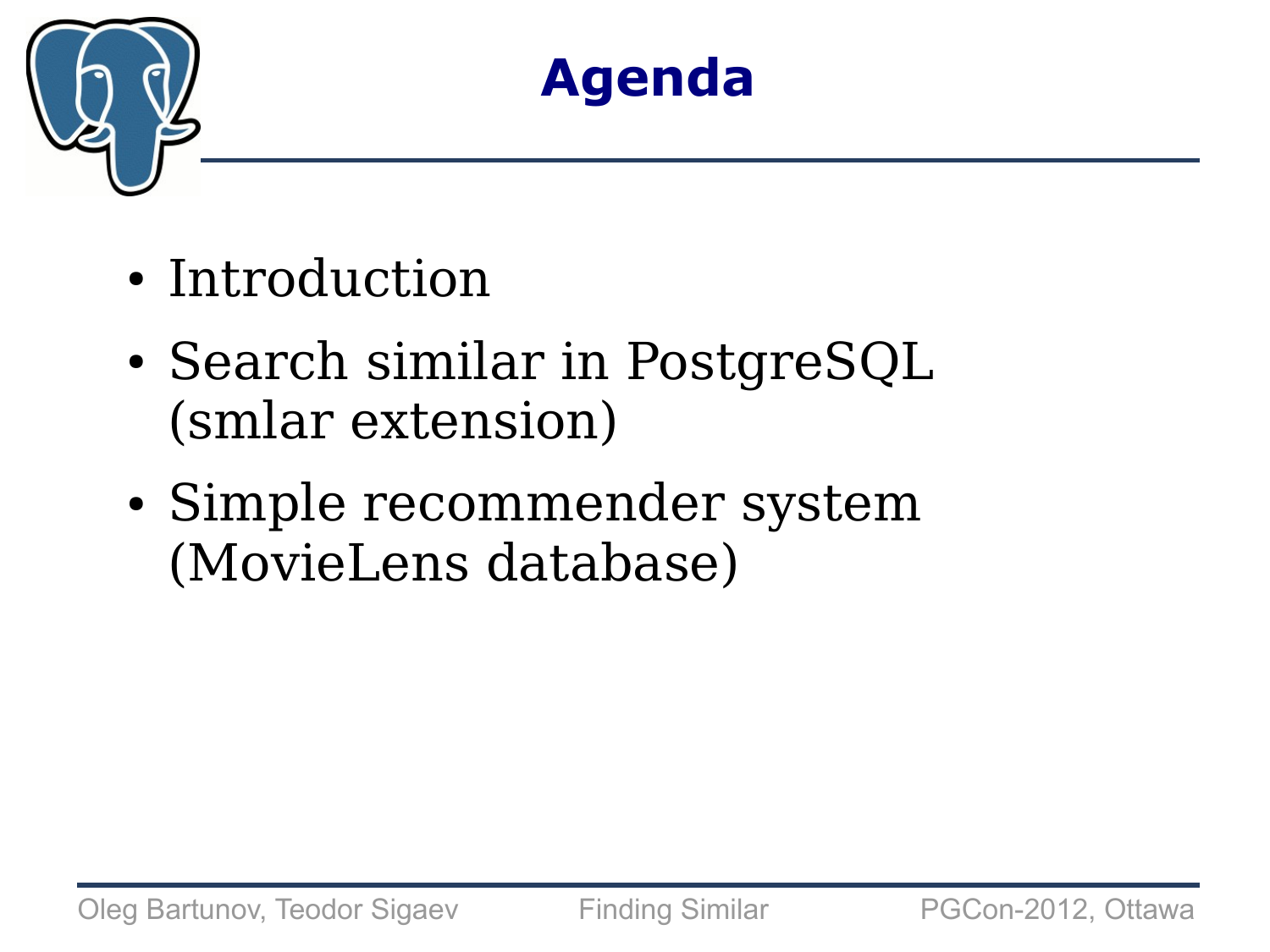# Agenda

- Introduction
- Search similar in PostgreSQL (smlar extension)
- Simple recommender system (MovieLens database)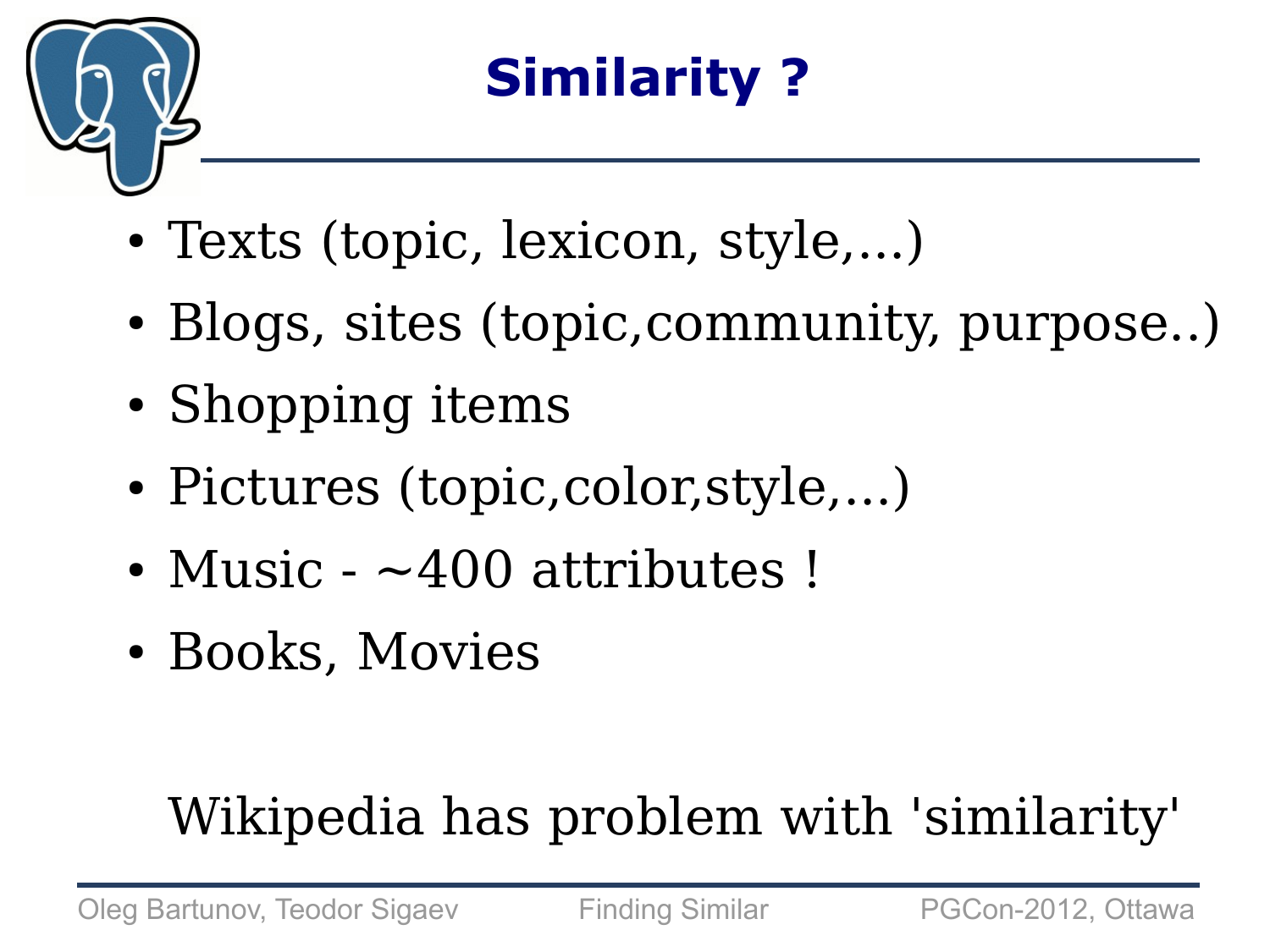# Similarity ?

- Texts (topic, lexicon, style,...)
- Blogs, sites (topic,community, purpose..)
- Shopping items
- Pictures (topic,color,style,...)
- Music - ~400 attributes !
- Books, Movies

Wikipedia has problem with 'similarity'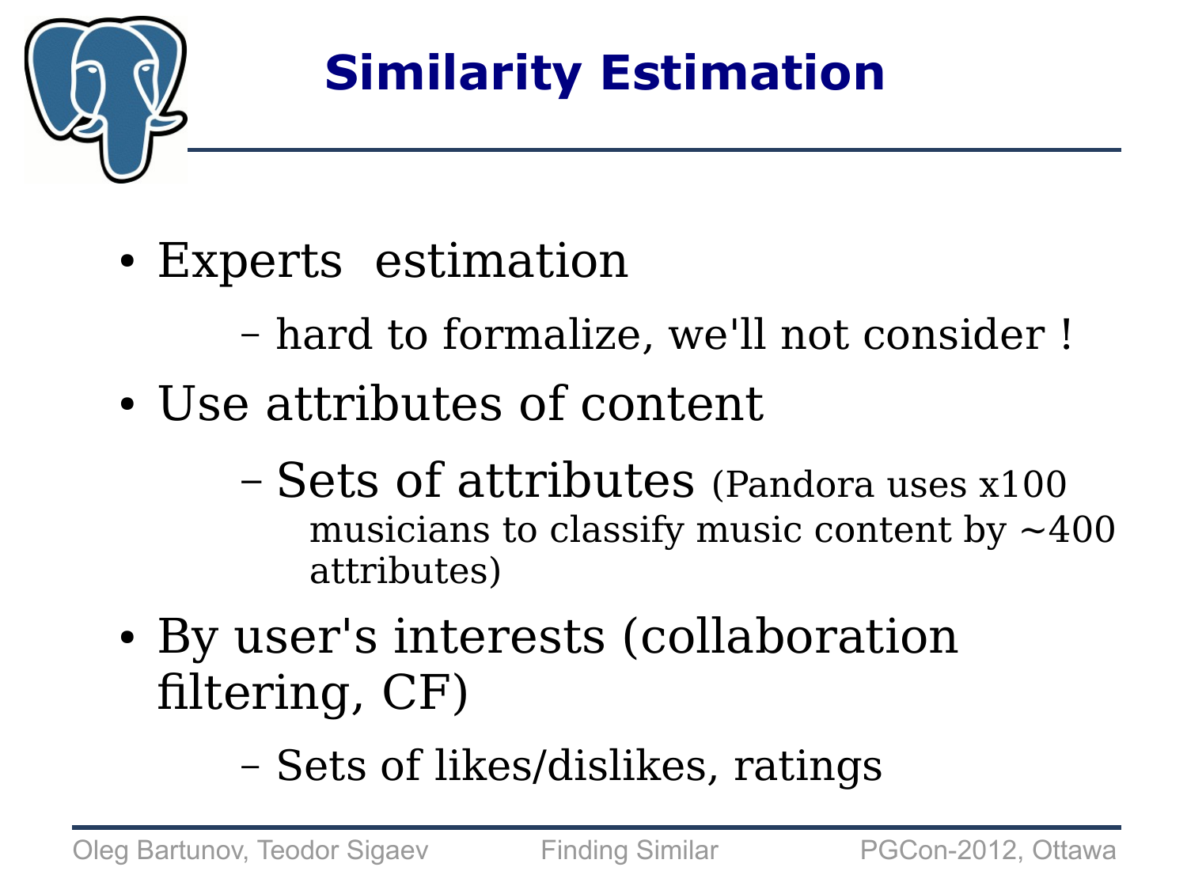# Similarity Estimation

- Experts estimation
  - hard to formalize, we'll not consider !
- Use attributes of content
  - Sets of attributes (Pandora uses x100 musicians to classify music content by ~400 attributes)
- By user's interests (collaboration filtering, CF)
  - Sets of likes/dislikes, ratings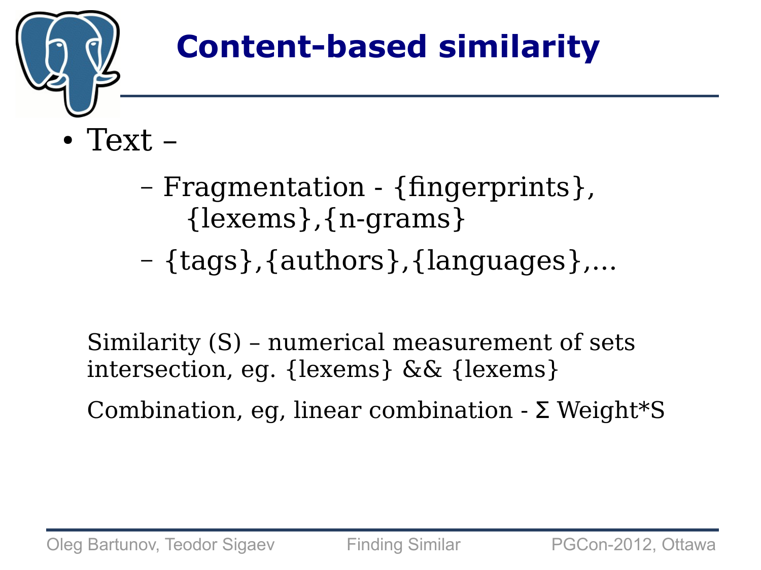# Content-based similarity

- Text –
  - Fragmentation - {fingerprints}, {lexems},{n-grams}
  - {tags},{authors},{languages},...

Similarity (S) – numerical measurement of sets intersection, eg. {lexems} && {lexems}

Combination, eg, linear combination - Σ Weight*S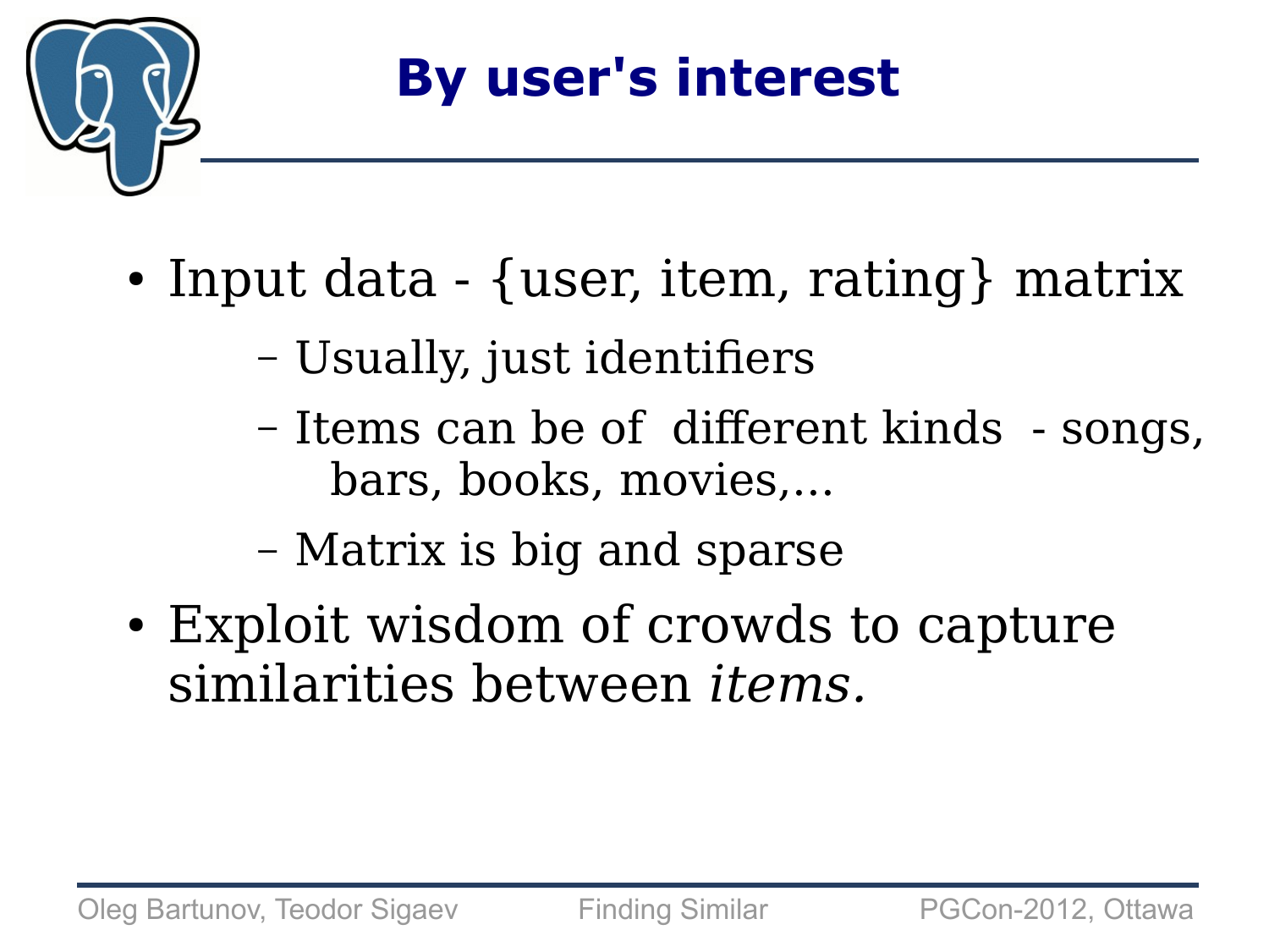# By user's interest

- Input data - {user, item, rating} matrix
  - Usually, just identifiers
  - Items can be of different kinds - songs, bars, books, movies,...
  - Matrix is big and sparse
- Exploit wisdom of crowds to capture similarities between *items.*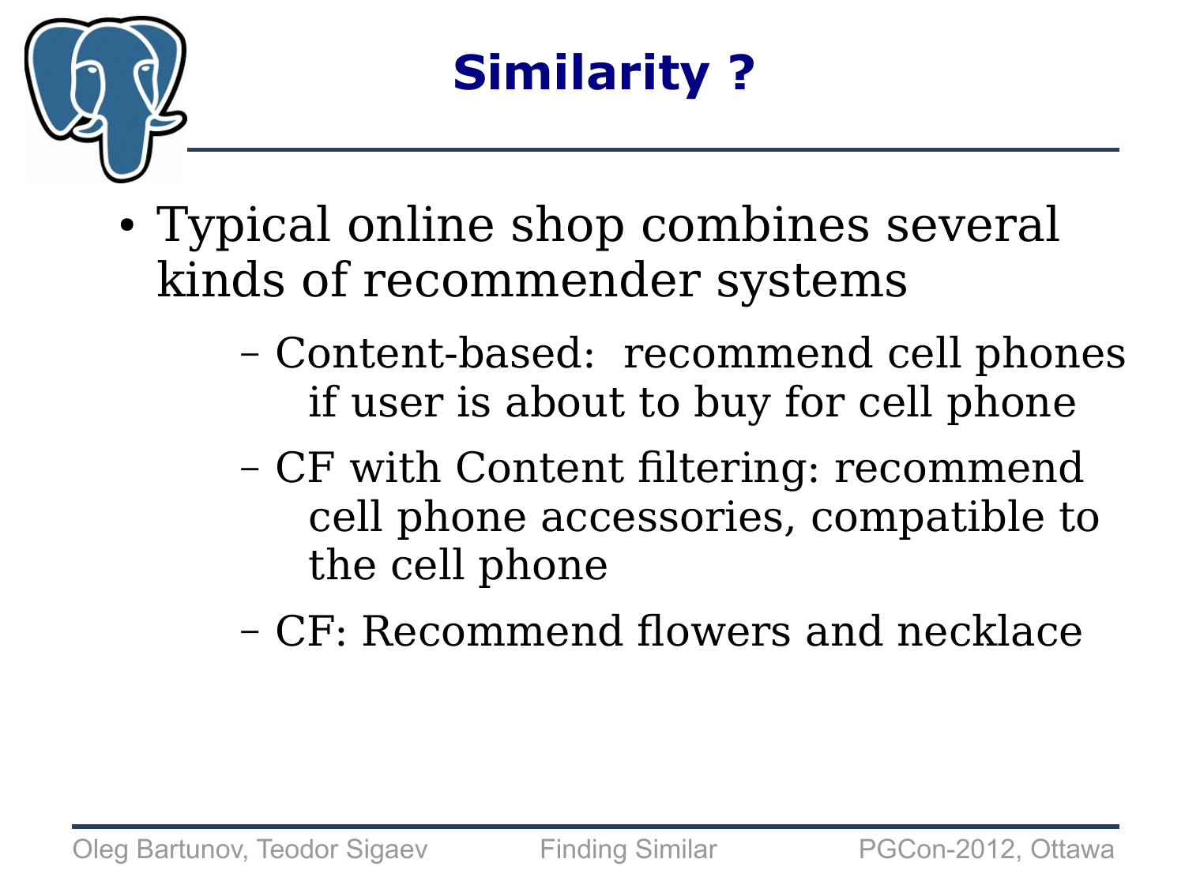# Similarity ?

- Typical online shop combines several kinds of recommender systems
  - Content-based: recommend cell phones if user is about to buy for cell phone
  - CF with Content filtering: recommend cell phone accessories, compatible to the cell phone
  - CF: Recommend flowers and necklace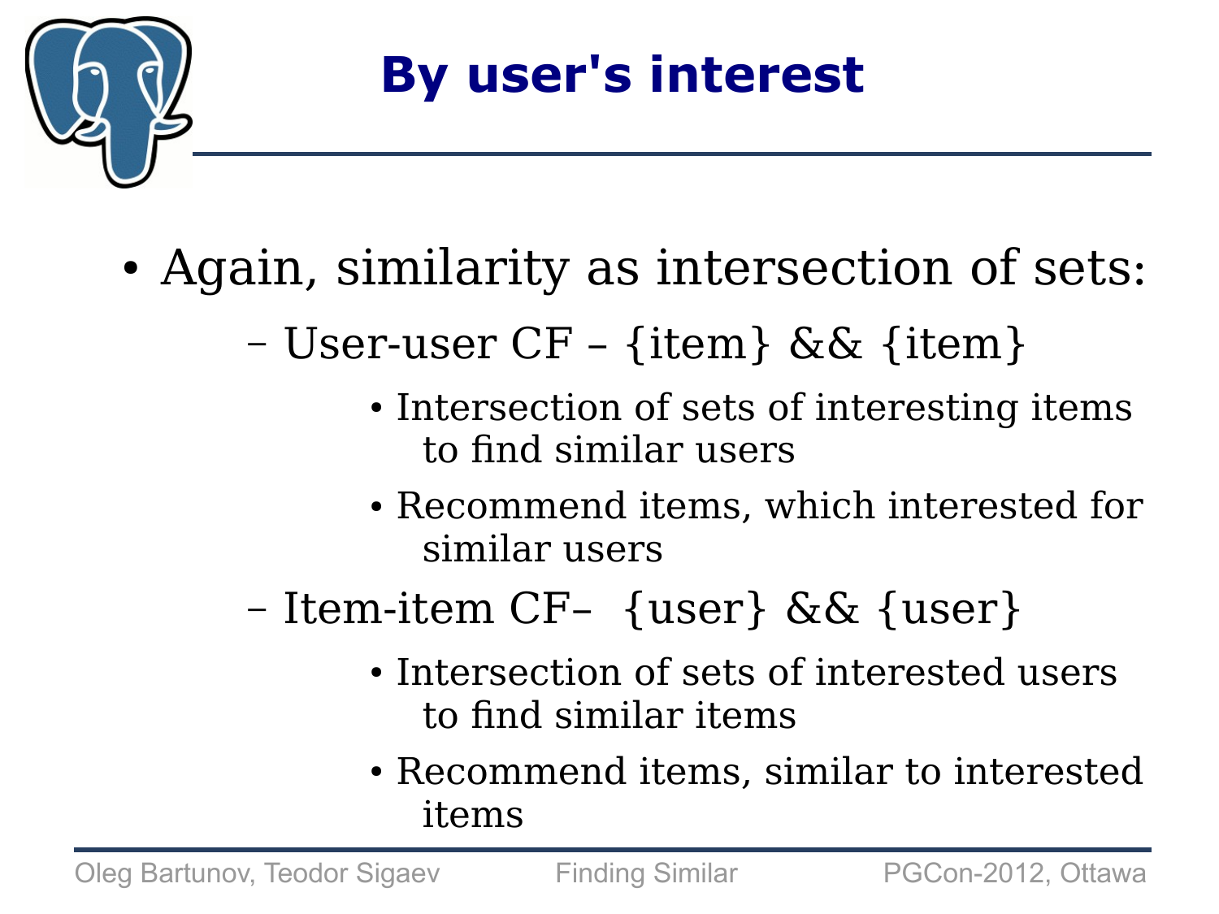# By user's interest

- Again, similarity as intersection of sets:
  - User-user CF – {item} && {item}
    - Intersection of sets of interesting items to find similar users
    - Recommend items, which interested for similar users
  - Item-item CF– {user} && {user}
    - Intersection of sets of interested users to find similar items
    - Recommend items, similar to interested items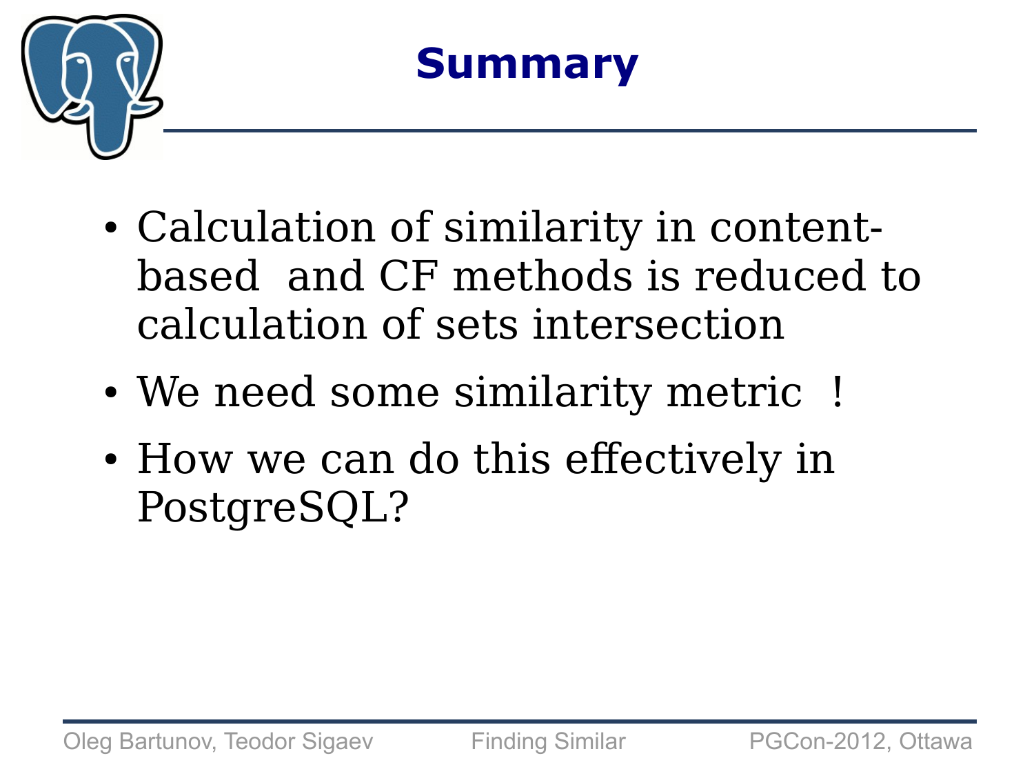# Summary

- Calculation of similarity in content-based and CF methods is reduced to calculation of sets intersection
- We need some similarity metric !
- How we can do this effectively in PostgreSQL?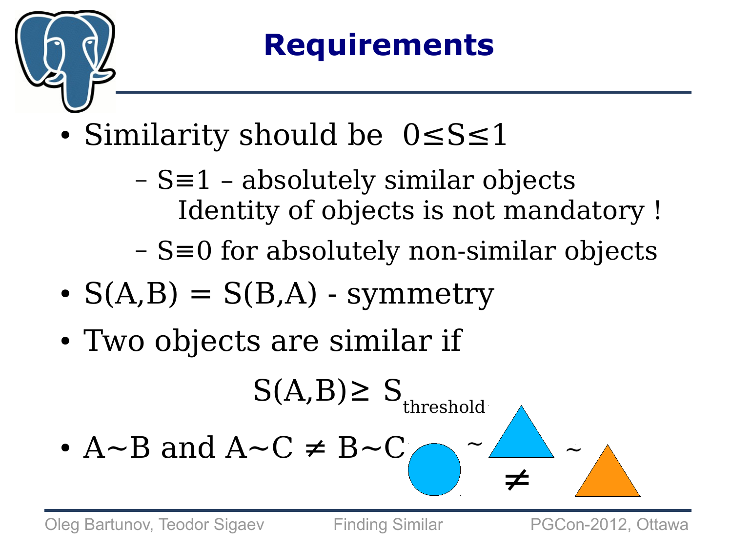# Requirements

- Similarity should be $0 \leq S \leq 1$
  - $S \equiv 1$ – absolutely similar objects
    Identity of objects is not mandatory !
  - $S \equiv 0$ for absolutely non-similar objects
- $S(A,B) = S(B,A)$ - symmetry
- Two objects are similar if

$$S(A,B) \geq S_{threshold}$$

- $A \sim B$ and $A \sim C \neq B \sim C$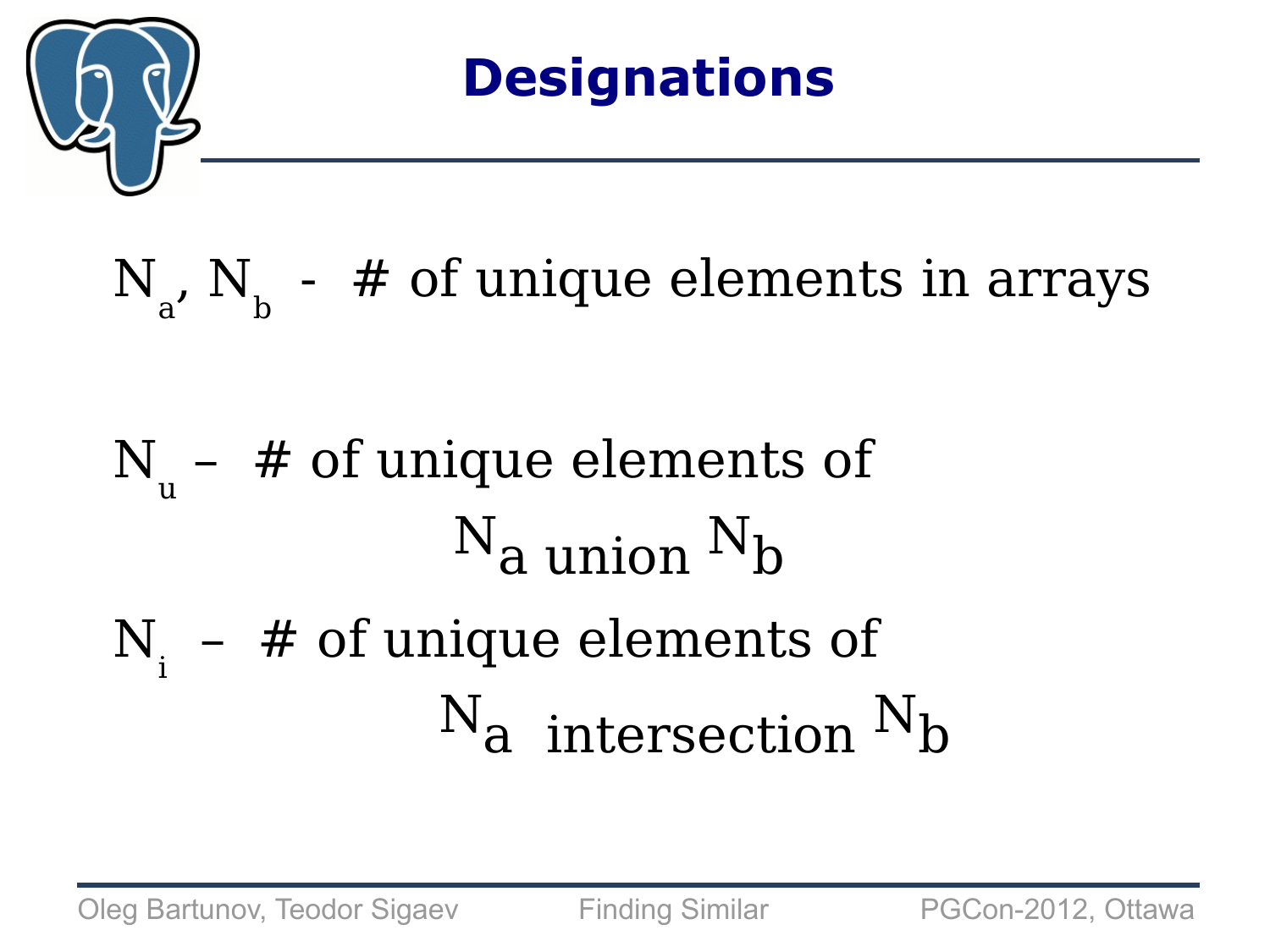# Designations

$N_a$, $N_b$ - # of unique elements in arrays

$N_u$ – # of unique elements of

$N_a$ union $N_b$

$N_i$ – # of unique elements of

$N_a$ intersection $N_b$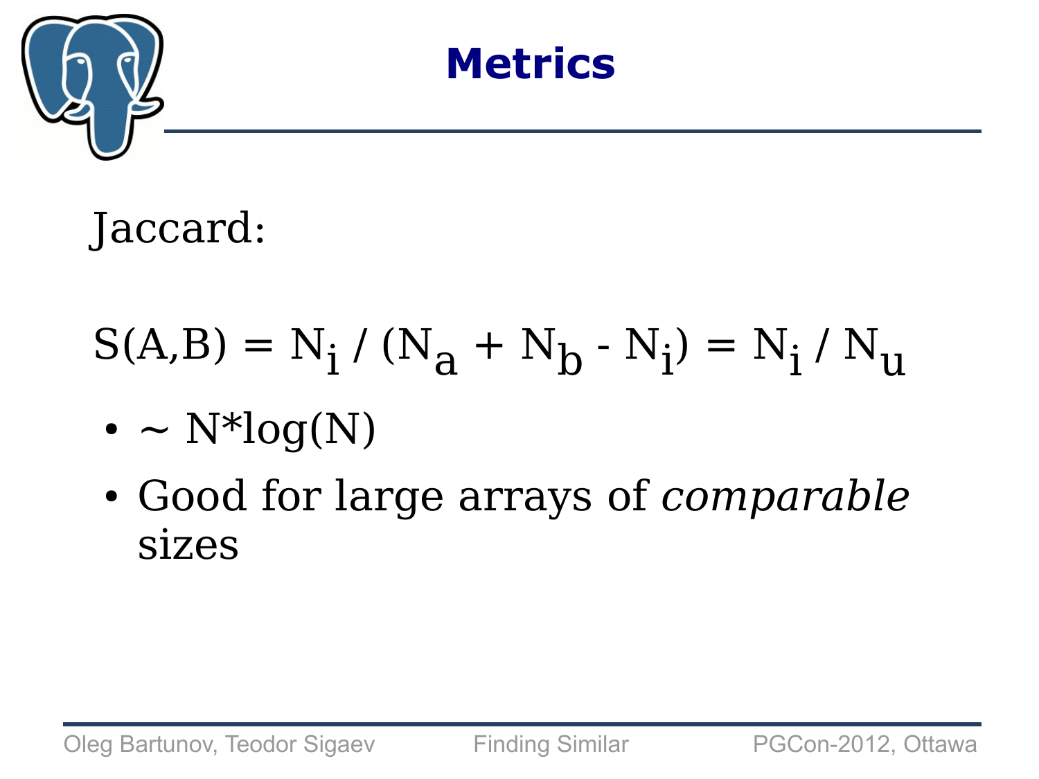# Metrics

Jaccard:

$$S(A,B) = N_i / (N_a + N_b - N_i) = N_i / N_u$$

- ~ N*log(N)
- Good for large arrays of *comparable* sizes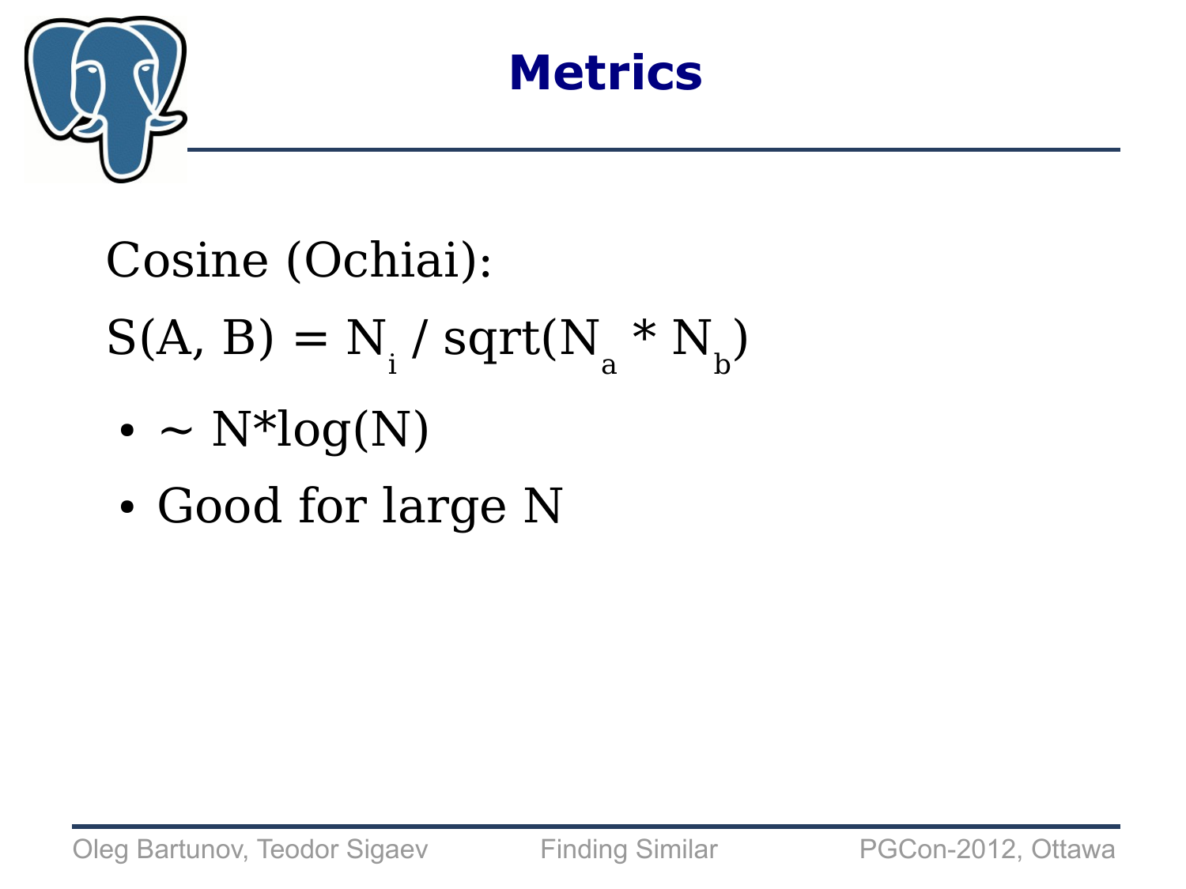# Metrics

Cosine (Ochiai):

$S(A, B) = N_i / sqrt(N_a * N_b)$

- ~ N*log(N)
- Good for large N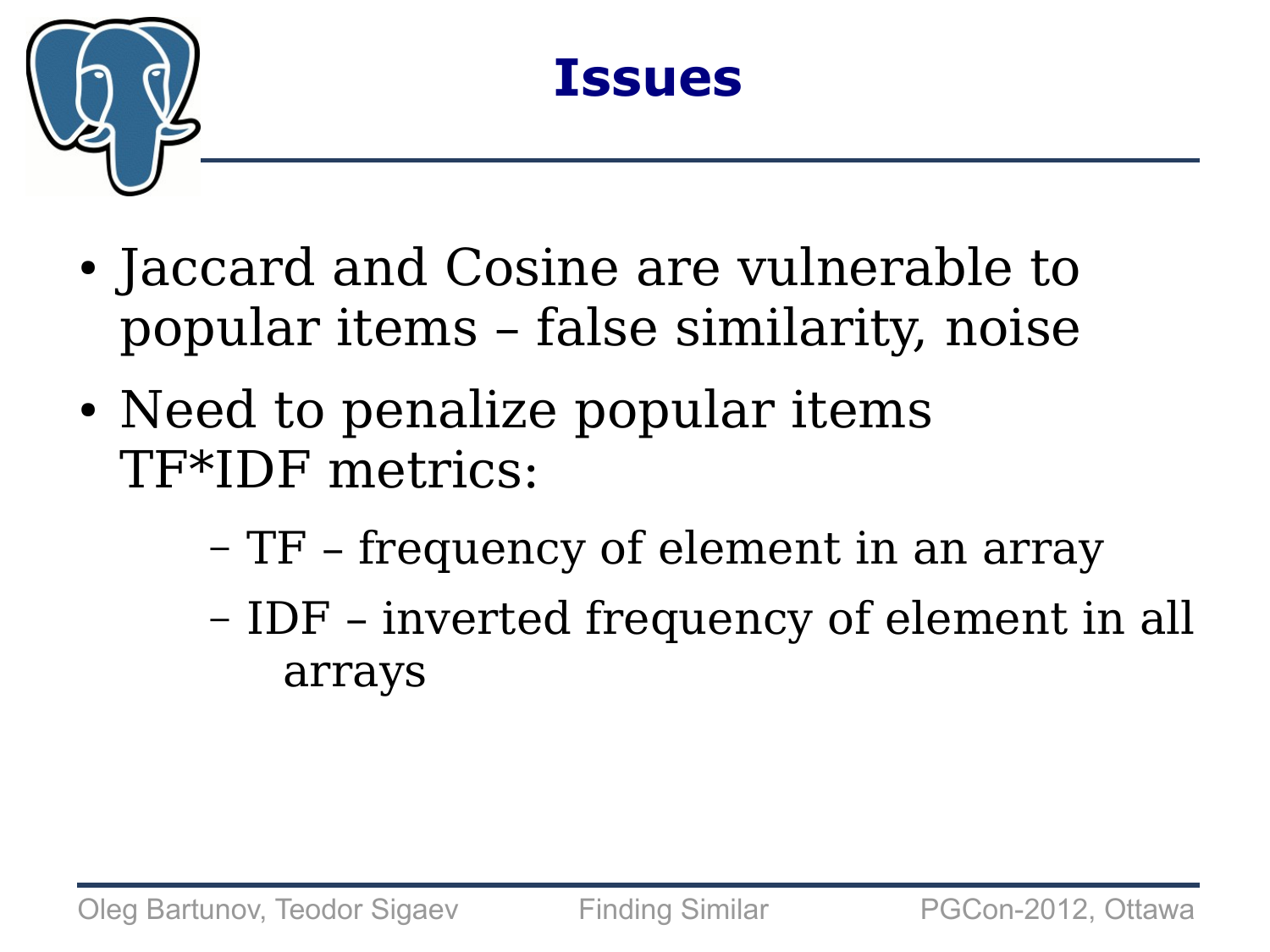# Issues

- Jaccard and Cosine are vulnerable to popular items – false similarity, noise
- Need to penalize popular items TF*IDF metrics:
  - TF – frequency of element in an array
  - IDF – inverted frequency of element in all arrays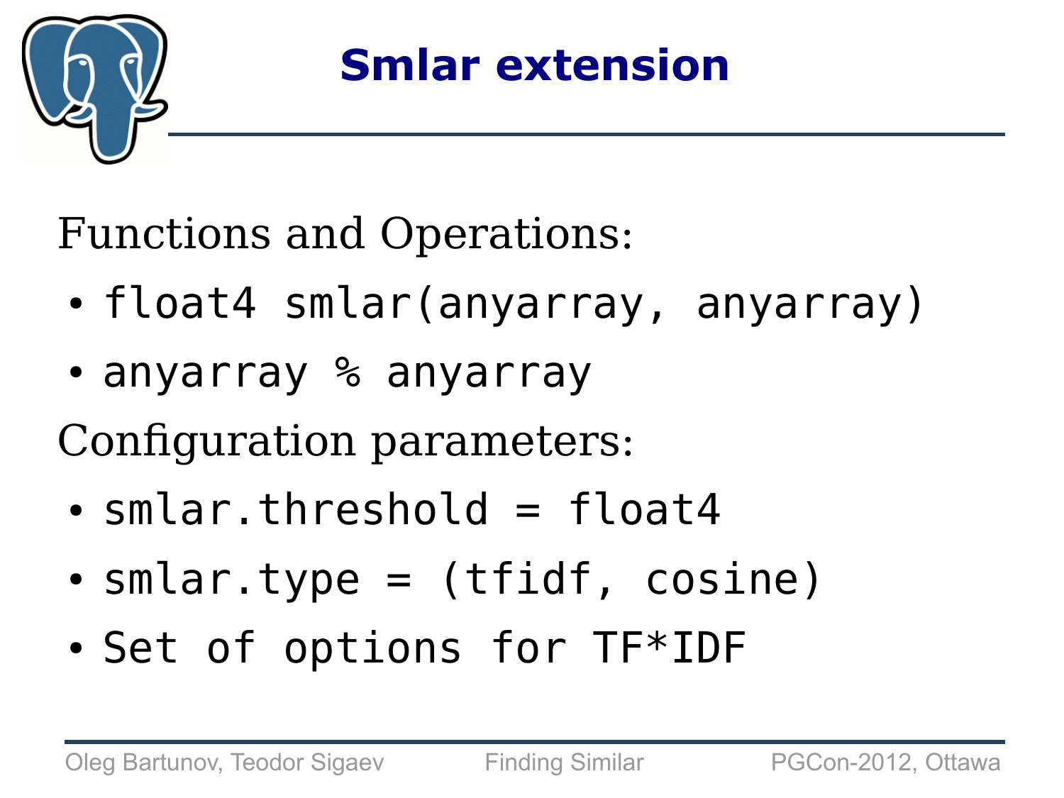# Smlar extension

Functions and Operations:

- `float4 smlar(anyarray, anyarray)`
- `anyarray % anyarray`

Configuration parameters:

- `smlar.threshold = float4`
- `smlar.type = (tfidf, cosine)`
- Set of options for TF*IDF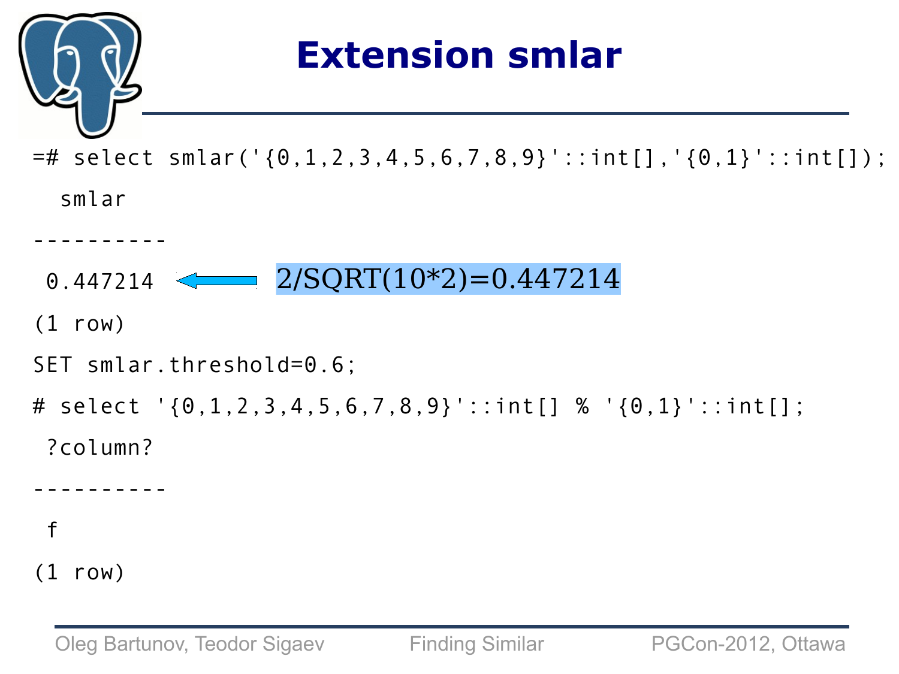# Extension smlar

```
=# select smlar('{0,1,2,3,4,5,6,7,8,9}'::int[],'{0,1}'::int[]);
  smlar
----------
 0.447214
(1 row)
SET smlar.threshold=0.6;
# select '{0,1,2,3,4,5,6,7,8,9}'::int[] % '{0,1}'::int[];
 ?column?
----------
 f
(1 row)
```

2/SQRT(10*2)=0.447214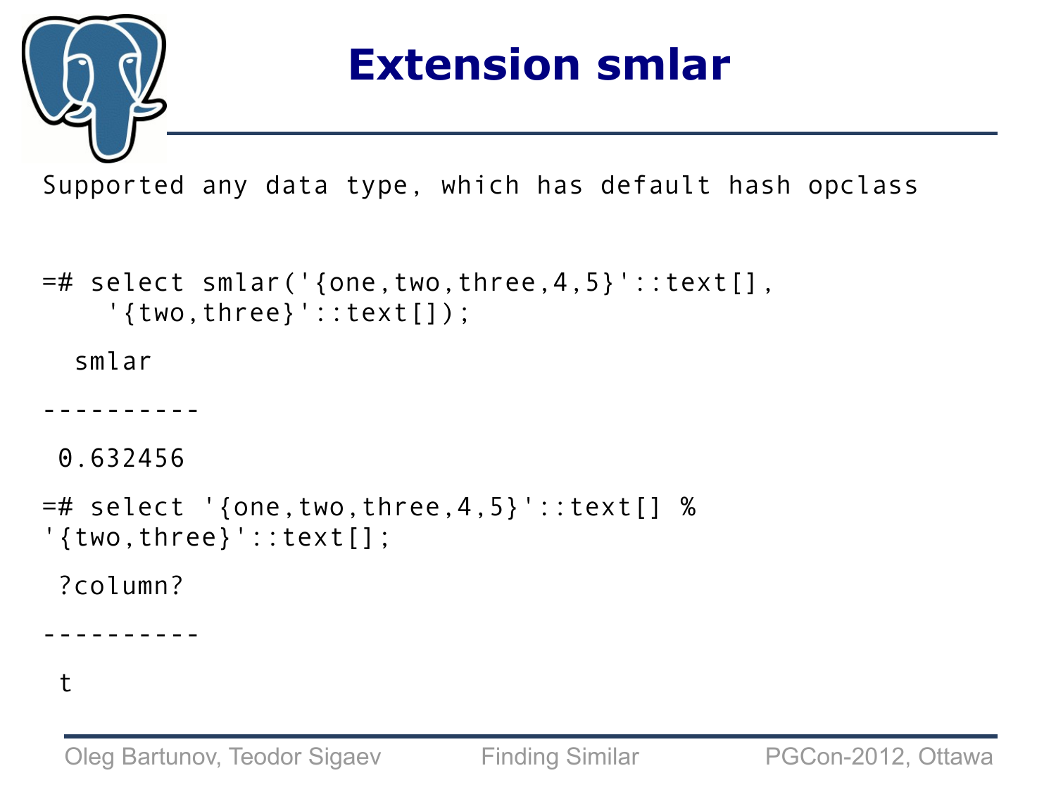# Extension smlar

Supported any data type, which has default hash opclass

```
=# select smlar('{one,two,three,4,5}'::text[],
    '{two,three}'::text[]);

  smlar
----------
 0.632456

=# select '{one,two,three,4,5}'::text[] %
'{two,three}'::text[];

 ?column?
----------
 t
```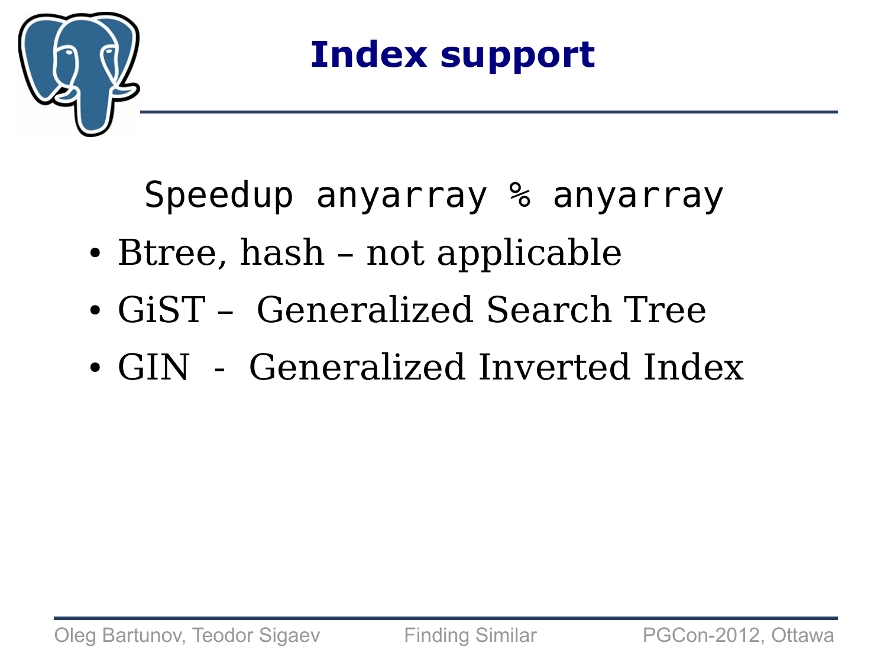# Index support

```
Speedup anyarray % anyarray
```

- Btree, hash – not applicable
- GiST – Generalized Search Tree
- GIN - Generalized Inverted Index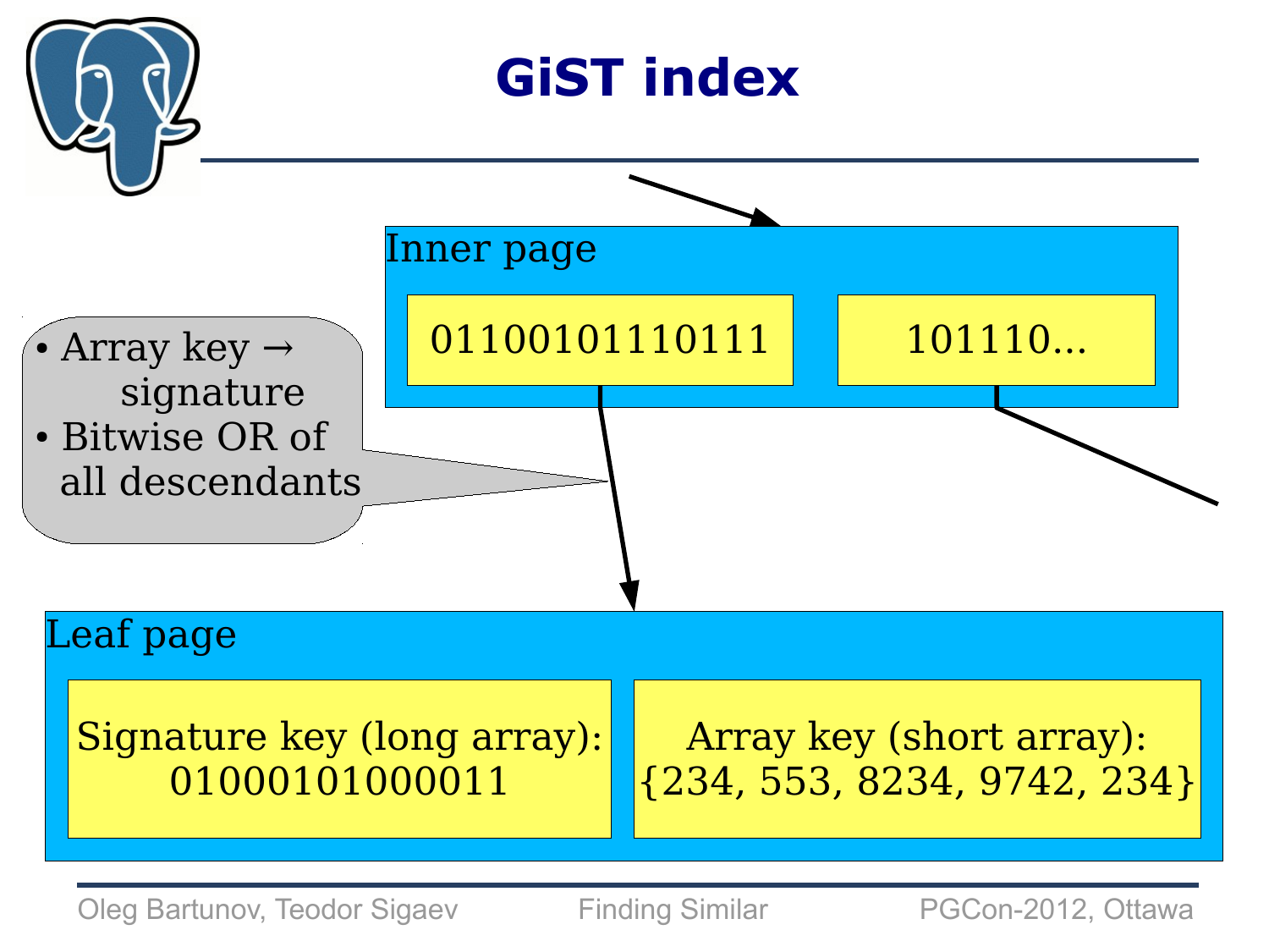# GiST index

Inner page

01100101110111

101110...

- Array key → signature
- Bitwise OR of all descendants

Leaf page

Signature key (long array):
01000101000011

Array key (short array):
{234, 553, 8234, 9742, 234}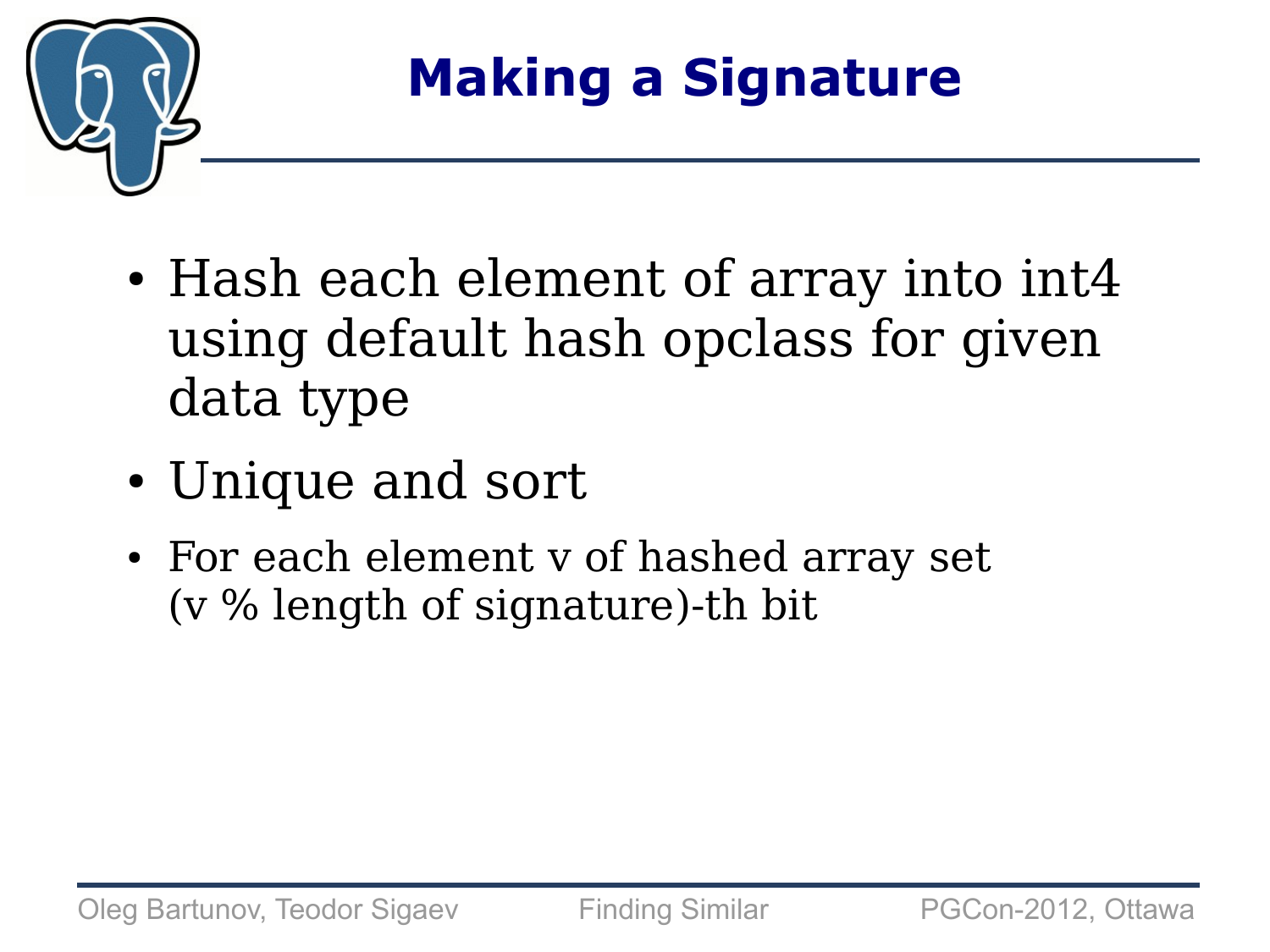# Making a Signature

- Hash each element of array into int4 using default hash opclass for given data type
- Unique and sort
- For each element v of hashed array set (v % length of signature)-th bit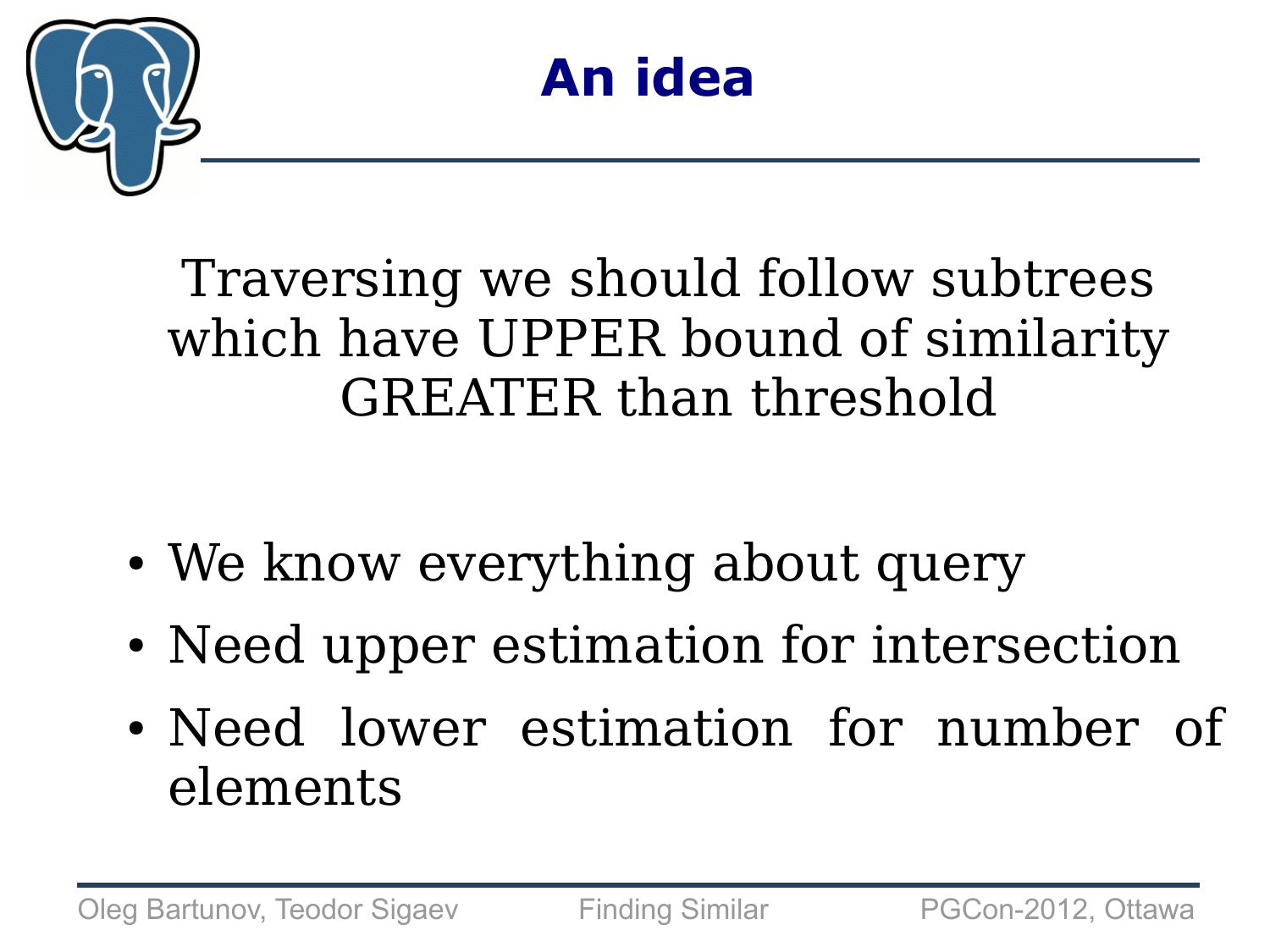# An idea

Traversing we should follow subtrees which have UPPER bound of similarity GREATER than threshold

- We know everything about query
- Need upper estimation for intersection
- Need lower estimation for number of elements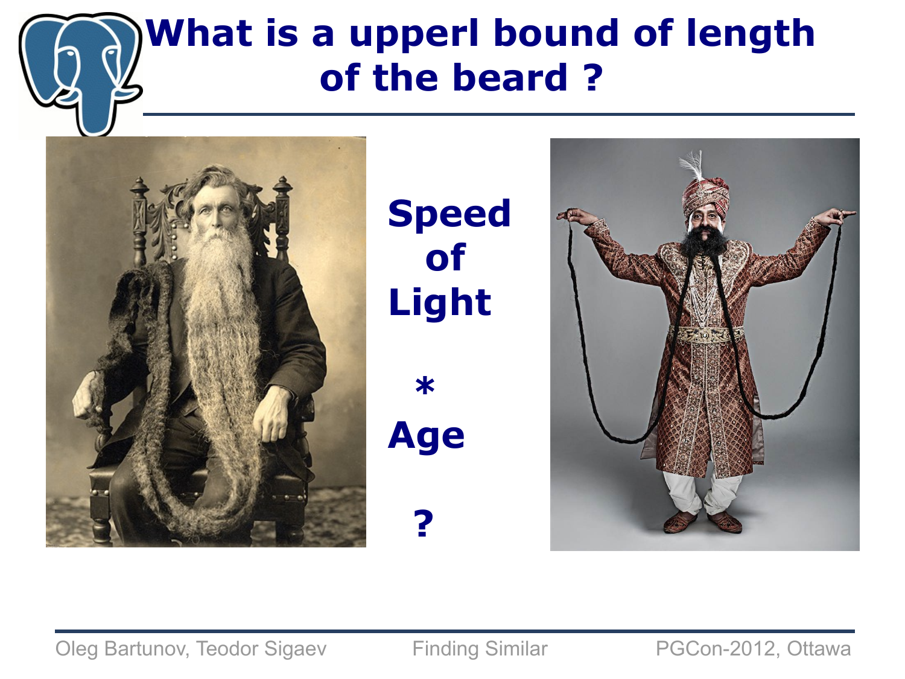# What is a upperl bound of length of the beard ?

Speed of Light * Age ?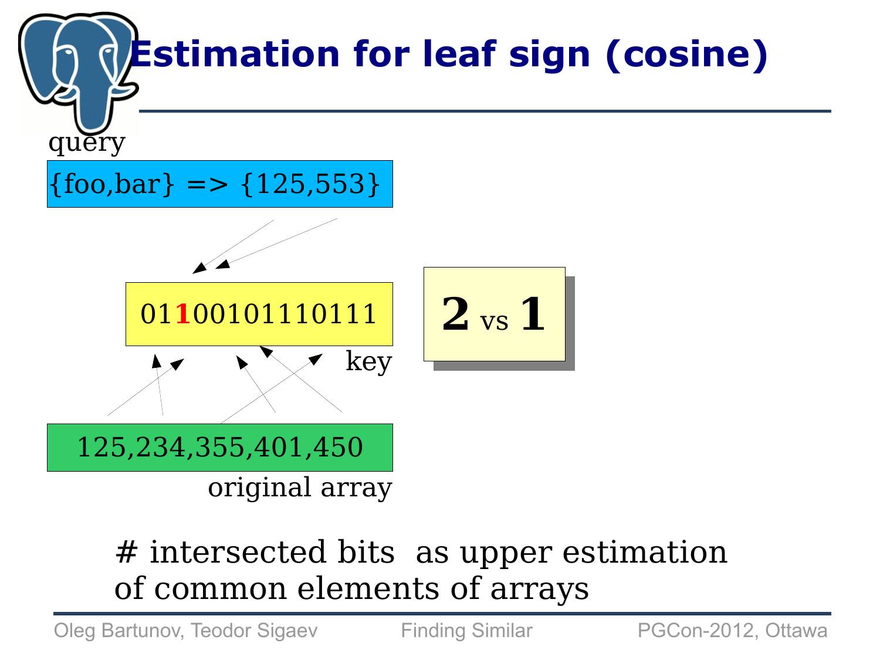# Estimation for leaf sign (cosine)

query

{foo,bar} => {125,553}

01100101110111

key

**2** vs **1**

125,234,355,401,450

original array

# intersected bits as upper estimation of common elements of arrays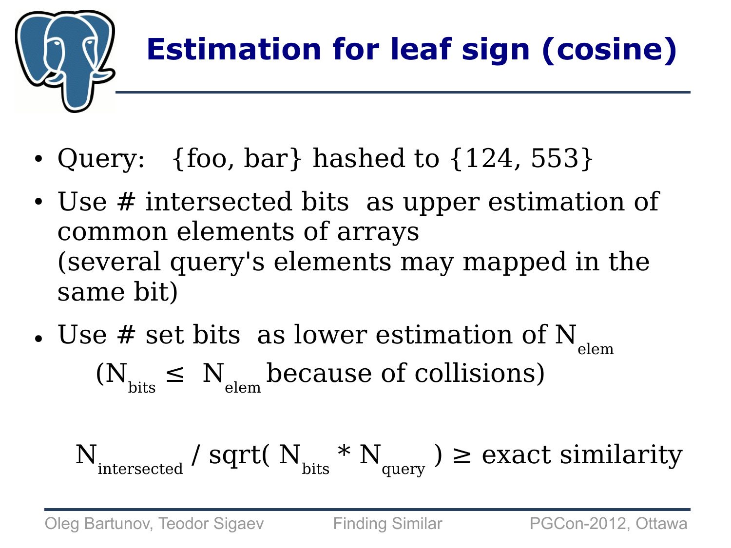# Estimation for leaf sign (cosine)

- Query: {foo, bar} hashed to {124, 553}
- Use # intersected bits as upper estimation of common elements of arrays
  (several query's elements may mapped in the same bit)
- Use # set bits as lower estimation of $N_{elem}$
  ($N_{bits} \leq N_{elem}$ because of collisions)

$$N_{intersected} / \text{sqrt}( N_{bits} * N_{query} ) \geq \text{exact similarity}$$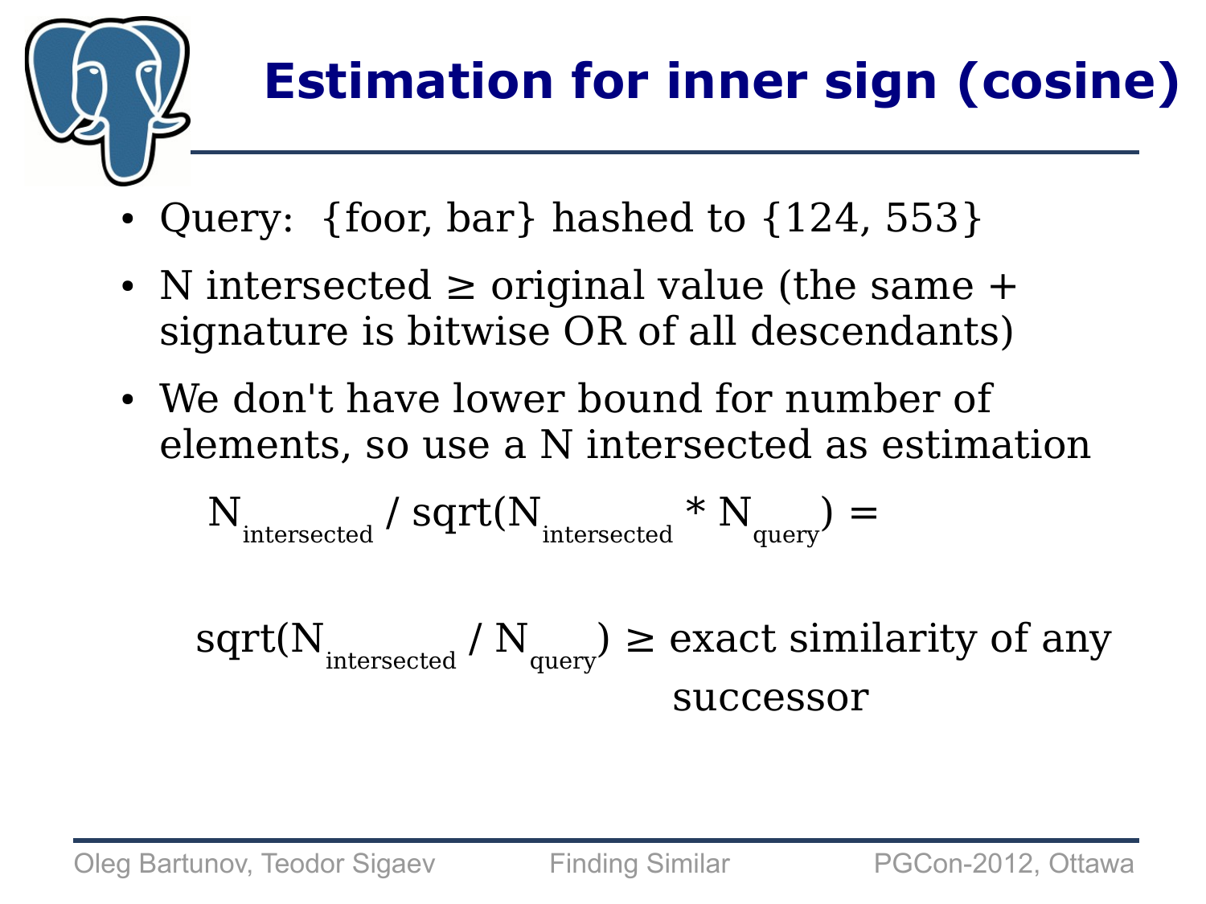# Estimation for inner sign (cosine)

- Query: {foor, bar} hashed to {124, 553}
- N intersected ≥ original value (the same + signature is bitwise OR of all descendants)
- We don't have lower bound for number of elements, so use a N intersected as estimation

$$N_{intersected} / \mathrm{sqrt}(N_{intersected} * N_{query}) =$$

$$\mathrm{sqrt}(N_{intersected} / N_{query}) \geq \text{exact similarity of any successor}$$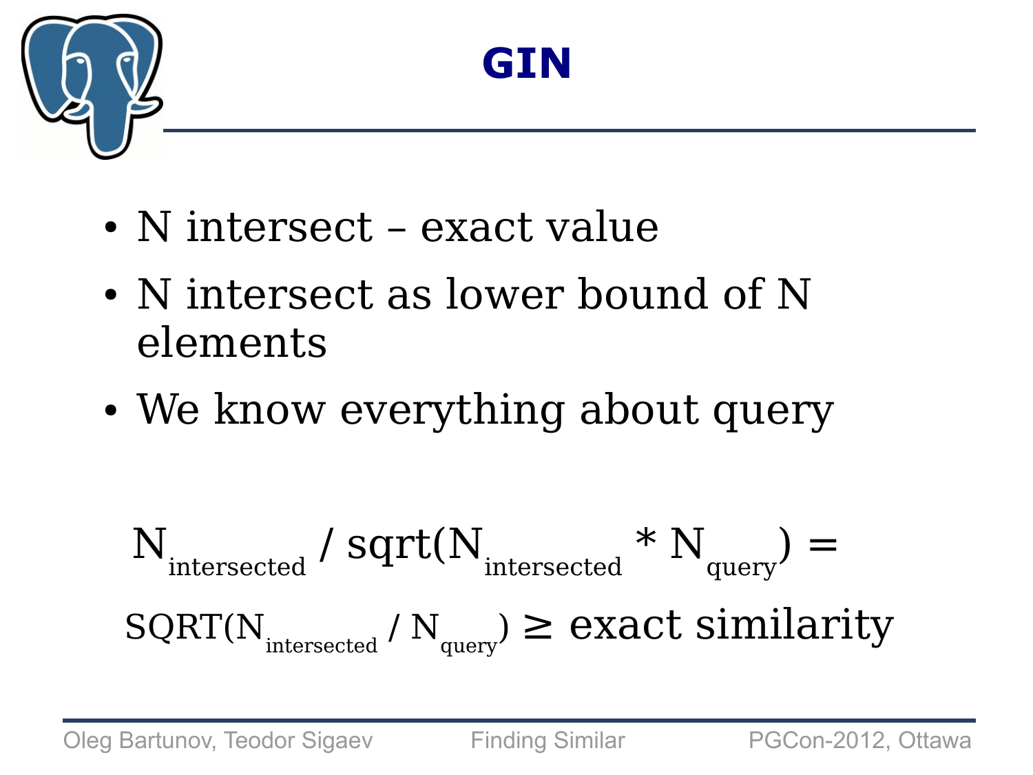# GIN

- N intersect – exact value
- N intersect as lower bound of N elements
- We know everything about query

$$N_{intersected} / \mathrm{sqrt}(N_{intersected} * N_{query}) =$$

$$\mathrm{SQRT}(N_{intersected} / N_{query}) \geq \text{exact similarity}$$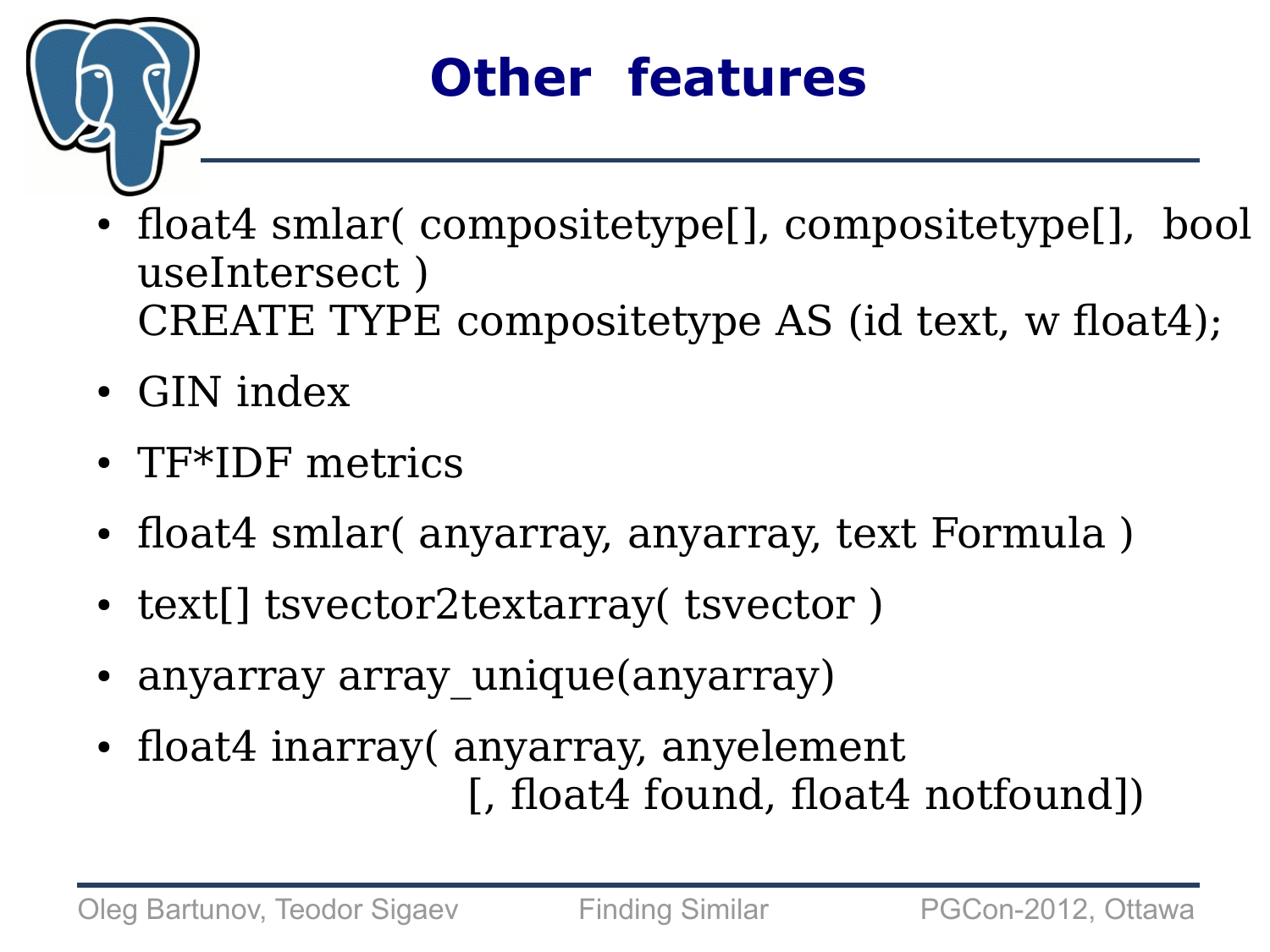# Other features

- float4 smlar( compositetype[], compositetype[], bool useIntersect )
  CREATE TYPE compositetype AS (id text, w float4);
- GIN index
- TF*IDF metrics
- float4 smlar( anyarray, anyarray, text Formula )
- text[] tsvector2textarray( tsvector )
- anyarray array_unique(anyarray)
- float4 inarray( anyarray, anyelement [, float4 found, float4 notfound])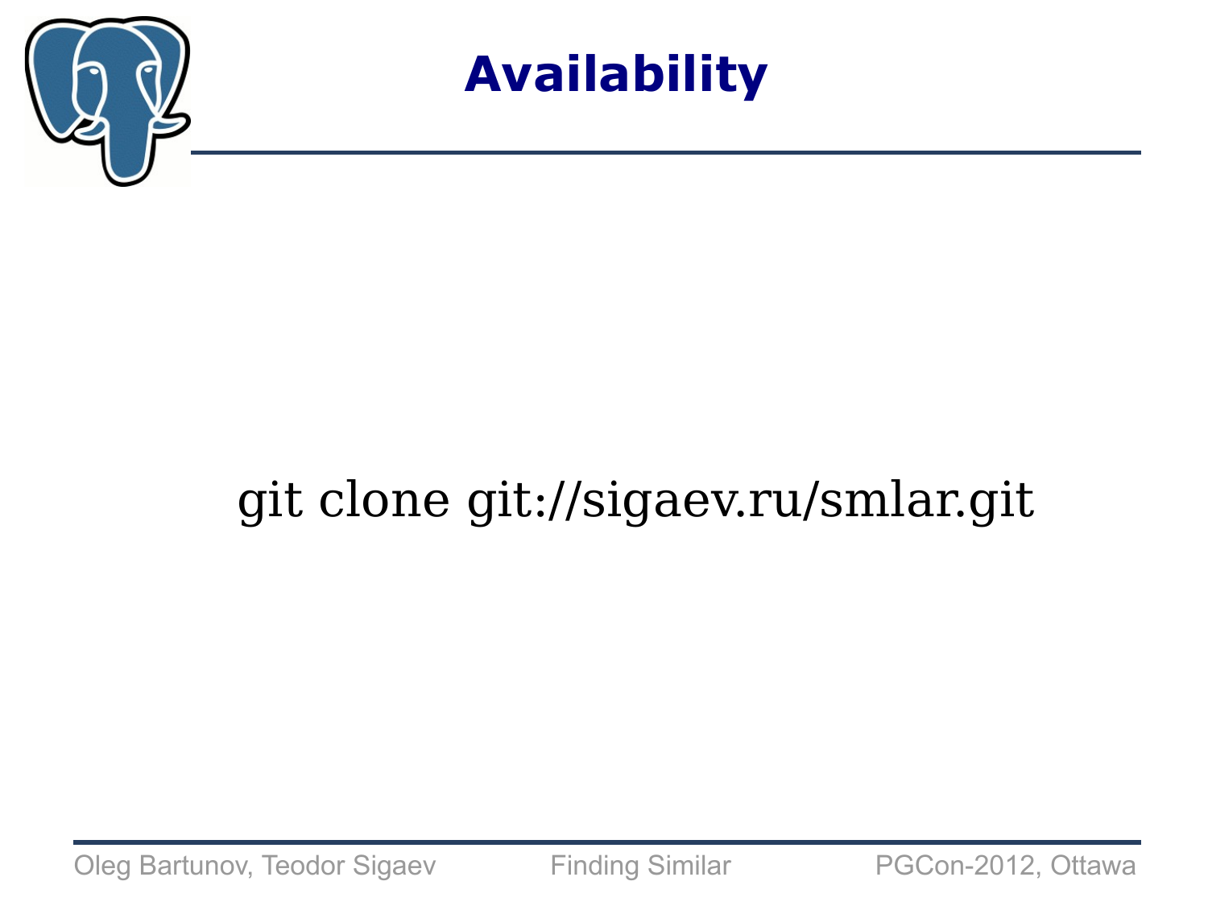# Availability

```
git clone git://sigaev.ru/smlar.git
```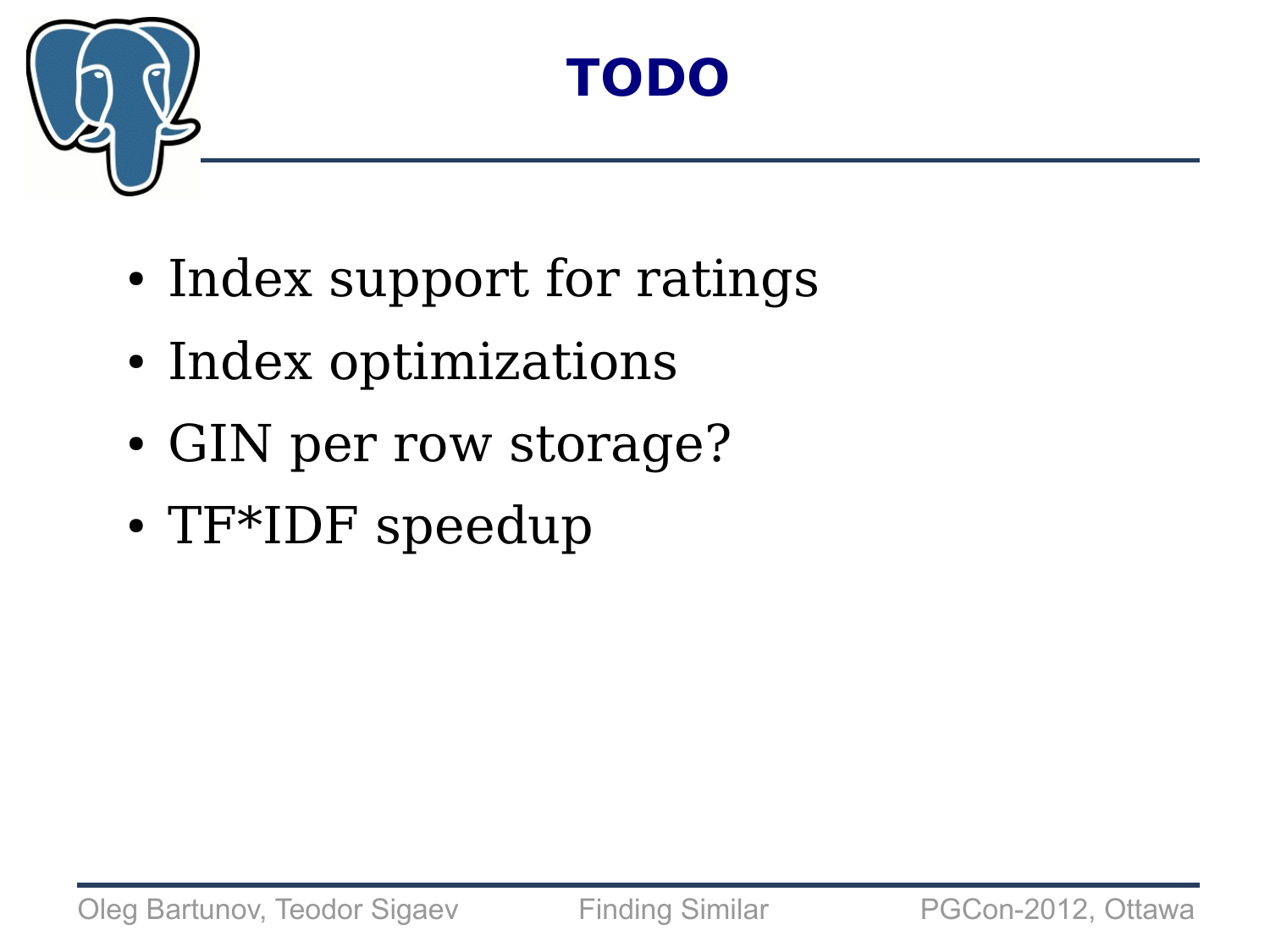# TODO

- Index support for ratings
- Index optimizations
- GIN per row storage?
- TF*IDF speedup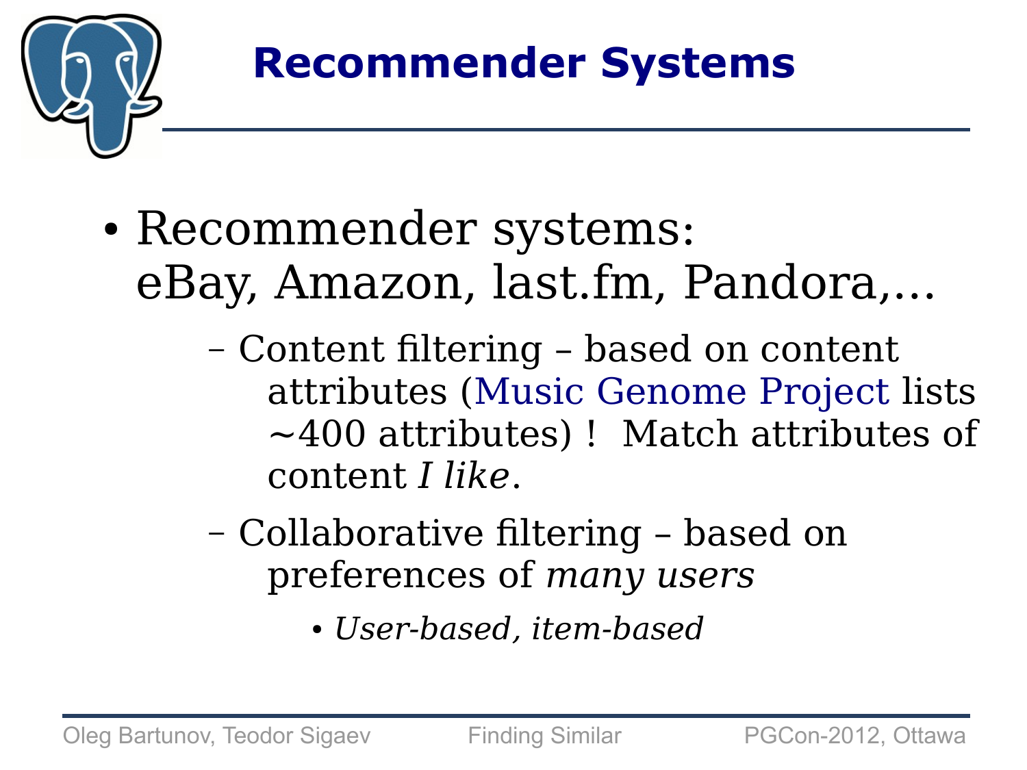# Recommender Systems

- Recommender systems: eBay, Amazon, last.fm, Pandora,...
  - Content filtering – based on content attributes (Music Genome Project lists ~400 attributes) ! Match attributes of content *I like*.
  - Collaborative filtering – based on preferences of *many users*
    - *User-based, item-based*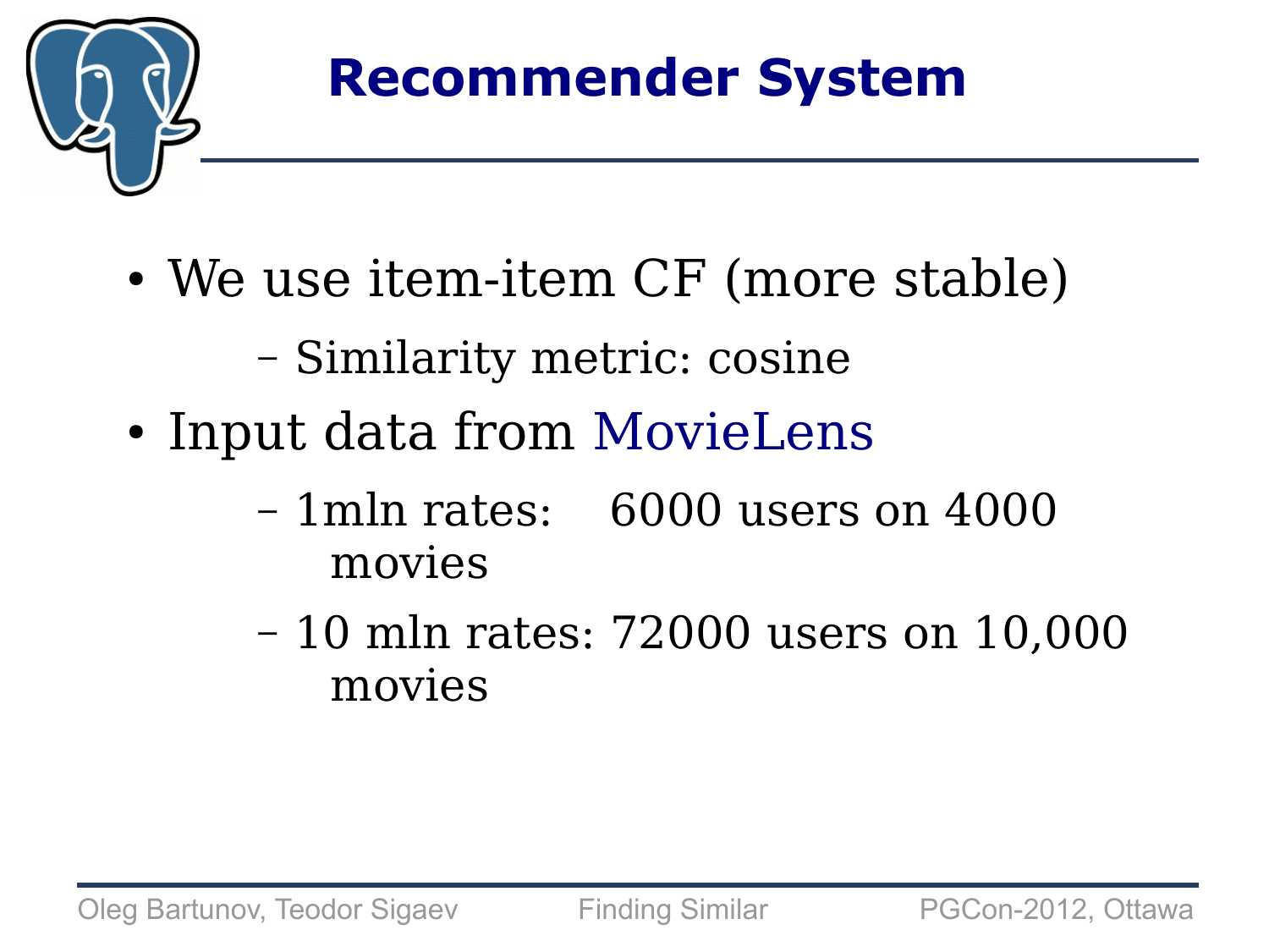# Recommender System

- We use item-item CF (more stable)
  - Similarity metric: cosine
- Input data from MovieLens
  - 1mln rates:  6000 users on 4000 movies
  - 10 mln rates: 72000 users on 10,000 movies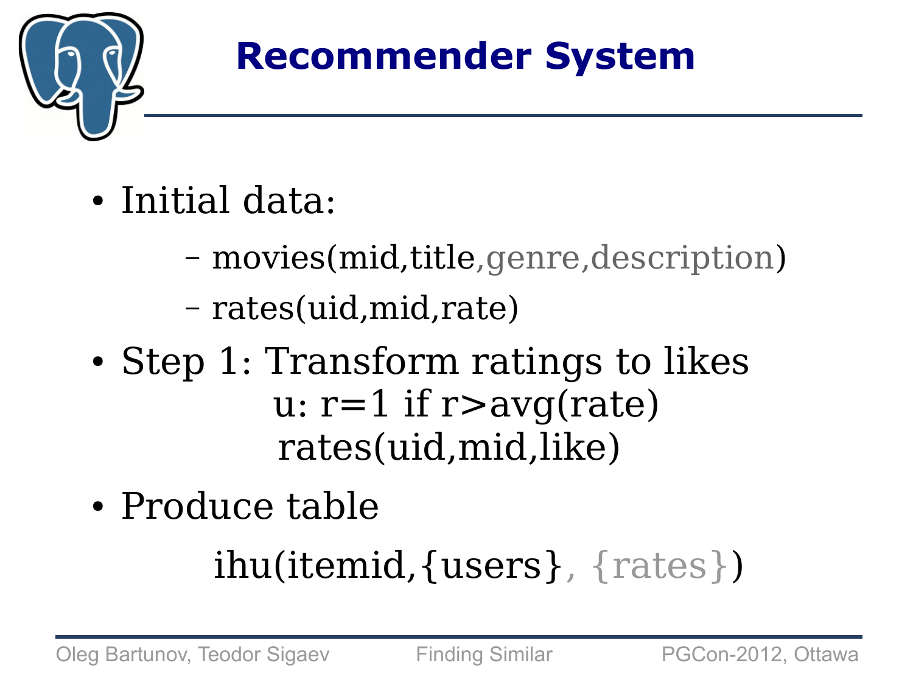# Recommender System

- Initial data:
  - movies(mid,title,genre,description)
  - rates(uid,mid,rate)
- Step 1: Transform ratings to likes

  u: r=1 if r>avg(rate)

  rates(uid,mid,like)
- Produce table

  ihu(itemid,{users}, {rates})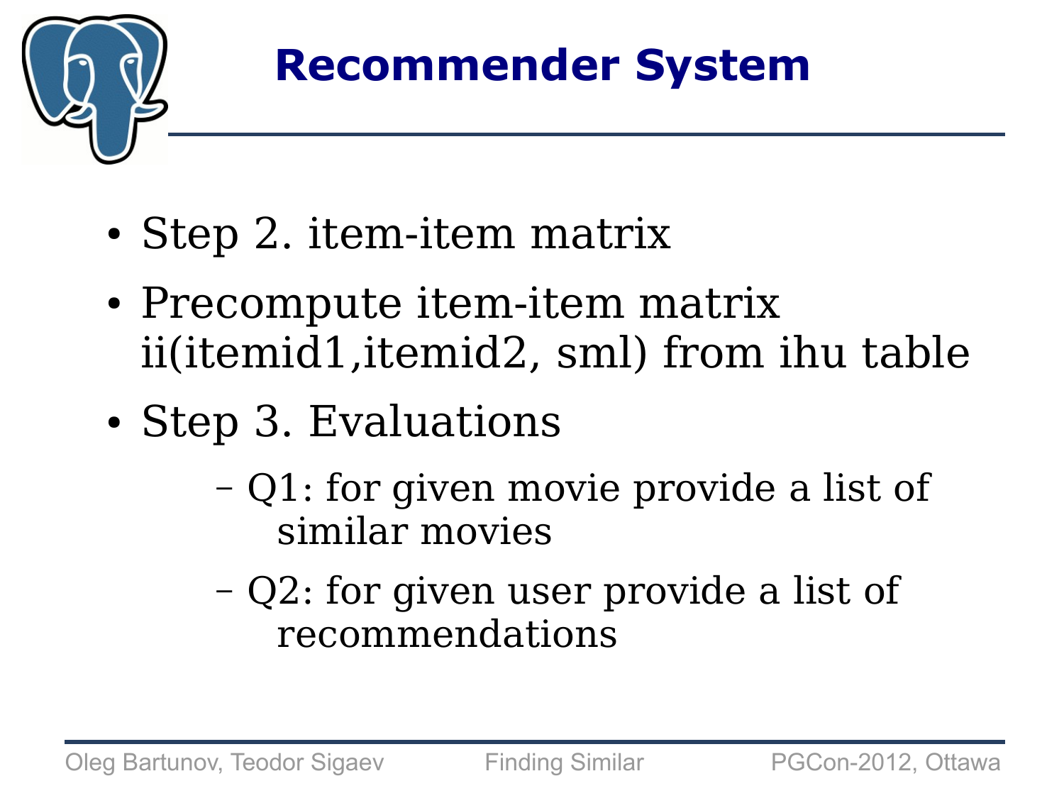# Recommender System

- Step 2. item-item matrix
- Precompute item-item matrix ii(itemid1,itemid2, sml) from ihu table
- Step 3. Evaluations
  - Q1: for given movie provide a list of similar movies
  - Q2: for given user provide a list of recommendations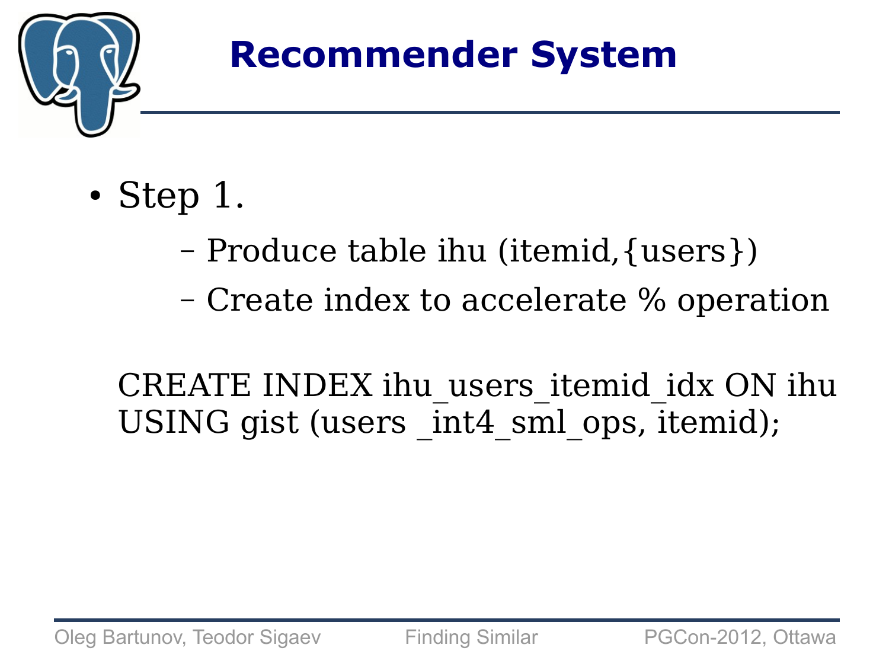# Recommender System

- Step 1.
  - Produce table ihu (itemid,{users})
  - Create index to accelerate % operation

```
CREATE INDEX ihu_users_itemid_idx ON ihu
USING gist (users _int4_sml_ops, itemid);
```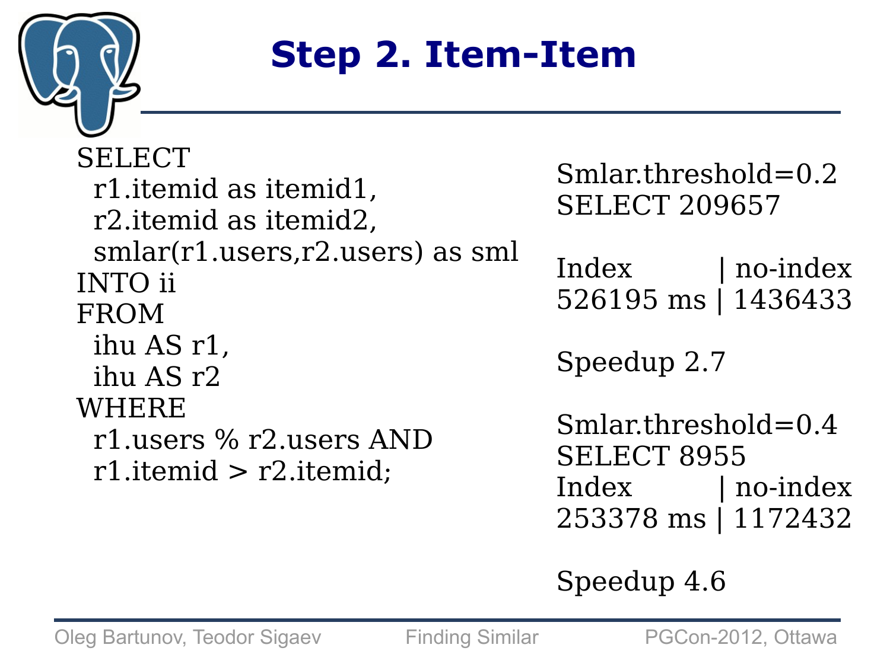# Step 2. Item-Item

```
SELECT
  r1.itemid as itemid1,
  r2.itemid as itemid2,
  smlar(r1.users,r2.users) as sml
INTO ii
FROM
  ihu AS r1,
  ihu AS r2
WHERE
  r1.users % r2.users AND
  r1.itemid > r2.itemid;
```

Smlar.threshold=0.2
SELECT 209657

Index | no-index
526195 ms | 1436433

Speedup 2.7

Smlar.threshold=0.4
SELECT 8955
Index | no-index
253378 ms | 1172432

Speedup 4.6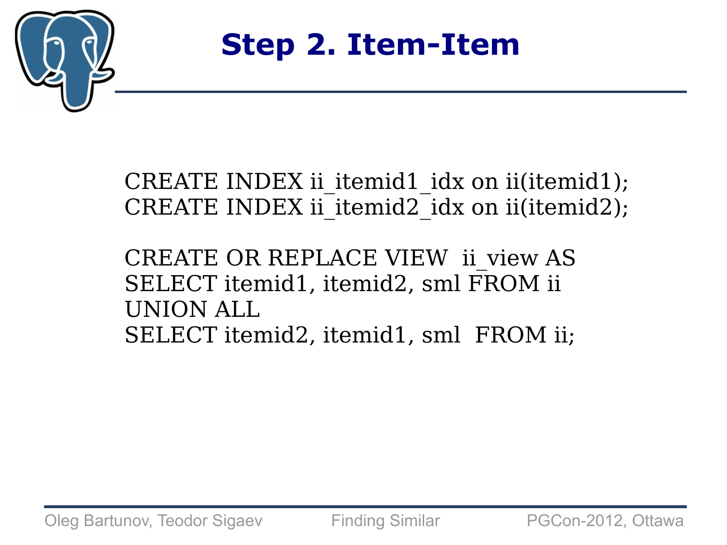# Step 2. Item-Item

```
CREATE INDEX ii_itemid1_idx on ii(itemid1);
CREATE INDEX ii_itemid2_idx on ii(itemid2);

CREATE OR REPLACE VIEW  ii_view AS
SELECT itemid1, itemid2, sml FROM ii
UNION ALL
SELECT itemid2, itemid1, sml  FROM ii;
```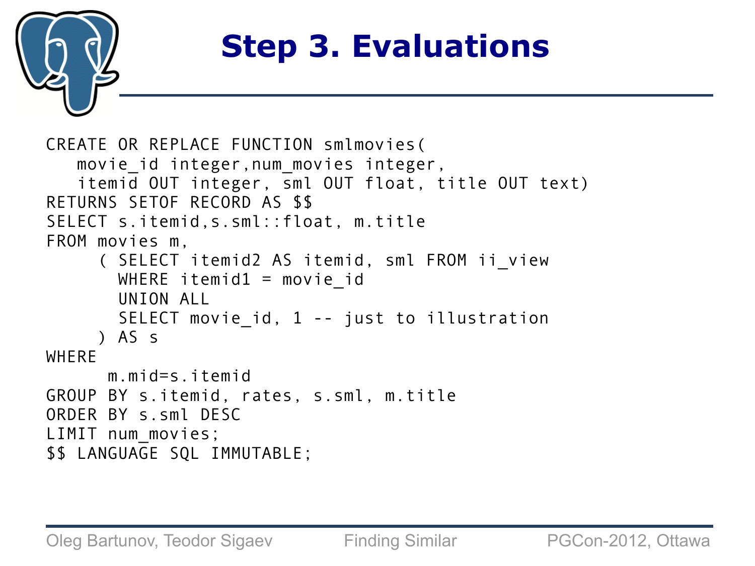# Step 3. Evaluations

```
CREATE OR REPLACE FUNCTION smlmovies(
   movie_id integer,num_movies integer,
   itemid OUT integer, sml OUT float, title OUT text)
RETURNS SETOF RECORD AS $$
SELECT s.itemid,s.sml::float, m.title
FROM movies m,
     ( SELECT itemid2 AS itemid, sml FROM ii_view
       WHERE itemid1 = movie_id
       UNION ALL
       SELECT movie_id, 1 -- just to illustration
     ) AS s
WHERE
      m.mid=s.itemid
GROUP BY s.itemid, rates, s.sml, m.title
ORDER BY s.sml DESC
LIMIT num_movies;
$$ LANGUAGE SQL IMMUTABLE;
```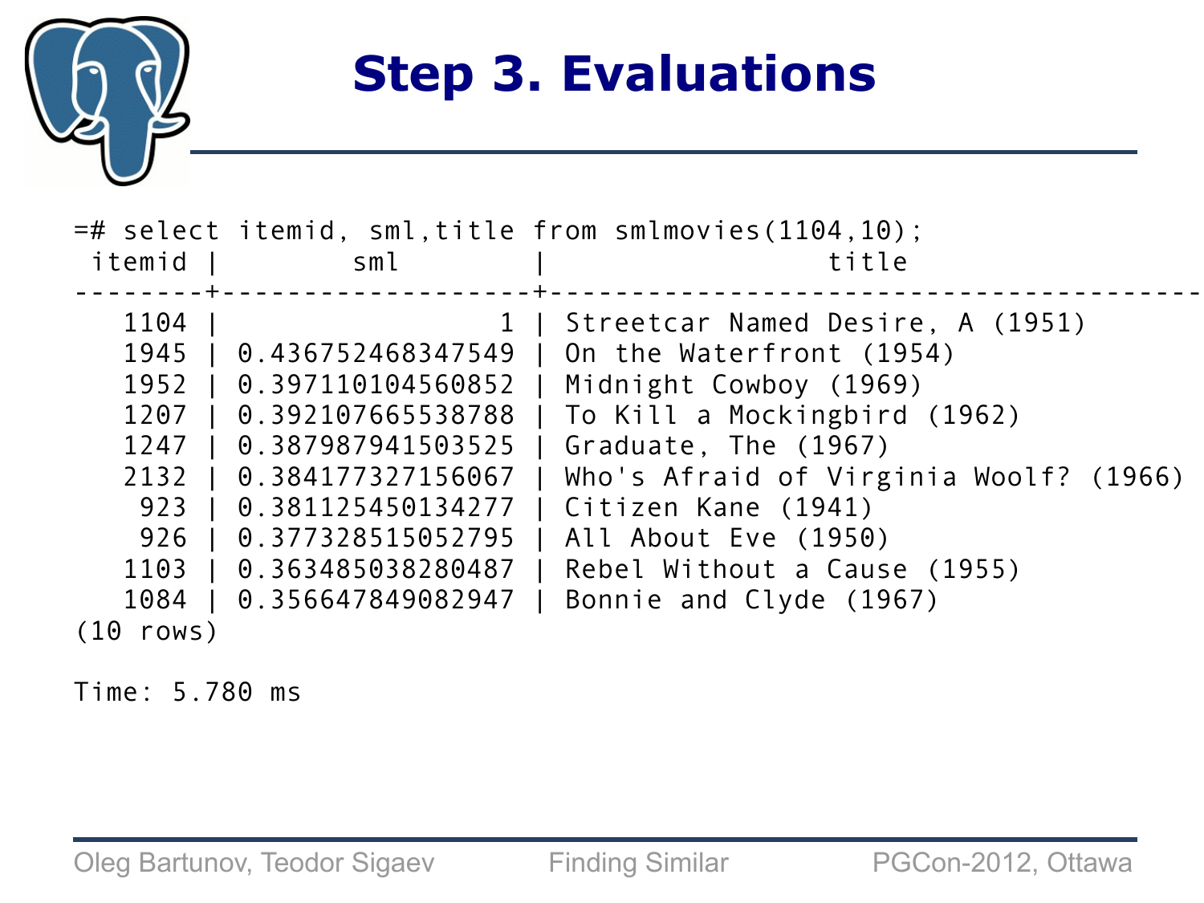# Step 3. Evaluations

```
=# select itemid, sml,title from smlmovies(1104,10);
 itemid |        sml        |                 title
--------+-------------------+---------------------------------------
   1104 |                 1 | Streetcar Named Desire, A (1951)
   1945 | 0.436752468347549 | On the Waterfront (1954)
   1952 | 0.397110104560852 | Midnight Cowboy (1969)
   1207 | 0.392107665538788 | To Kill a Mockingbird (1962)
   1247 | 0.387987941503525 | Graduate, The (1967)
   2132 | 0.384177327156067 | Who's Afraid of Virginia Woolf? (1966)
    923 | 0.381125450134277 | Citizen Kane (1941)
    926 | 0.377328515052795 | All About Eve (1950)
   1103 | 0.363485038280487 | Rebel Without a Cause (1955)
   1084 | 0.356647849082947 | Bonnie and Clyde (1967)
(10 rows)

Time: 5.780 ms
```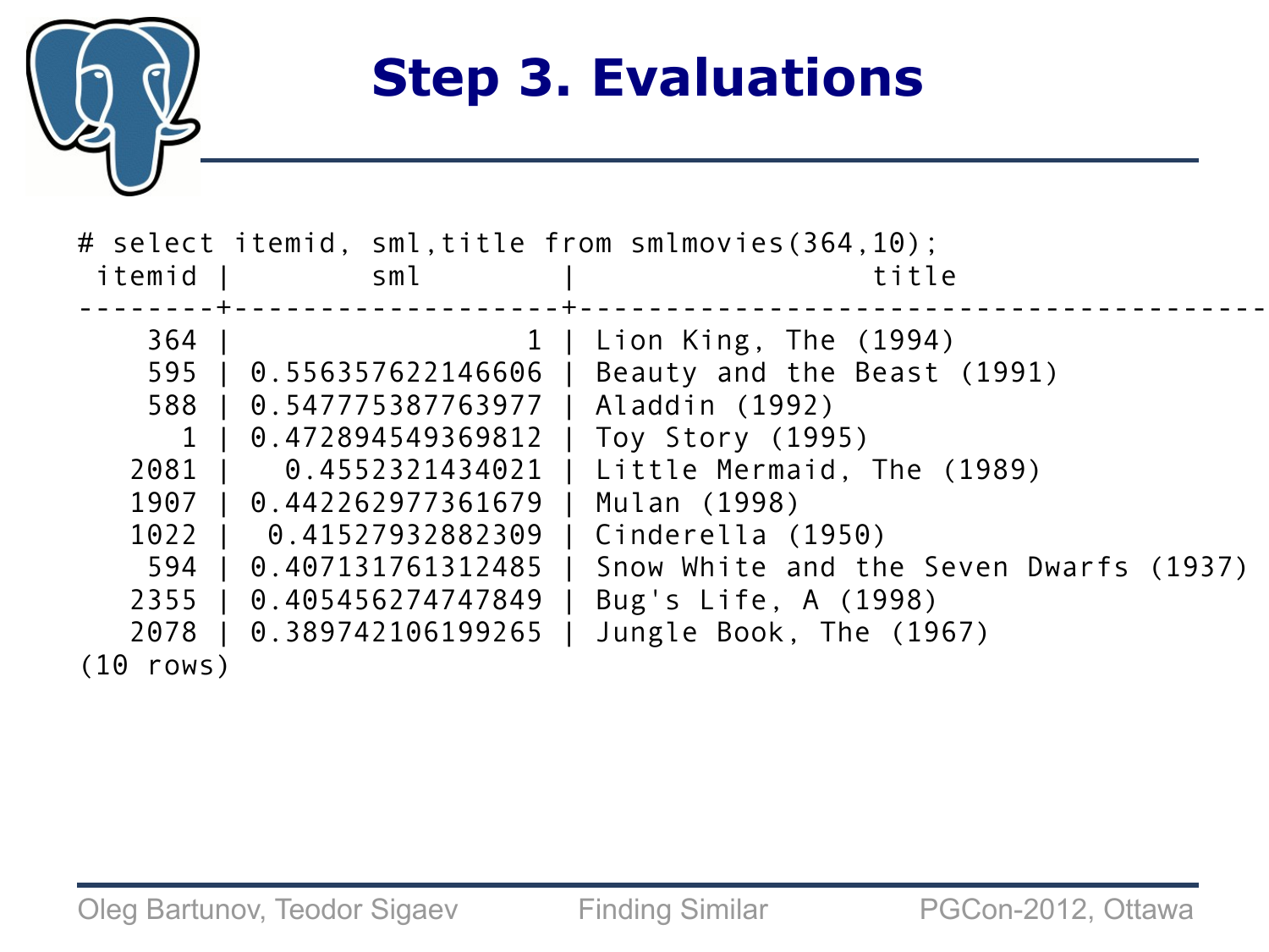# Step 3. Evaluations

```
# select itemid, sml,title from smlmovies(364,10);
 itemid |        sml        |                 title
--------+-------------------+--------------------------------------
    364 |                 1 | Lion King, The (1994)
    595 | 0.556357622146606 | Beauty and the Beast (1991)
    588 | 0.547775387763977 | Aladdin (1992)
      1 | 0.472894549369812 | Toy Story (1995)
   2081 |   0.4552321434021 | Little Mermaid, The (1989)
   1907 | 0.442262977361679 | Mulan (1998)
   1022 |  0.41527932882309 | Cinderella (1950)
    594 | 0.407131761312485 | Snow White and the Seven Dwarfs (1937)
   2355 | 0.405456274747849 | Bug's Life, A (1998)
   2078 | 0.389742106199265 | Jungle Book, The (1967)
(10 rows)
```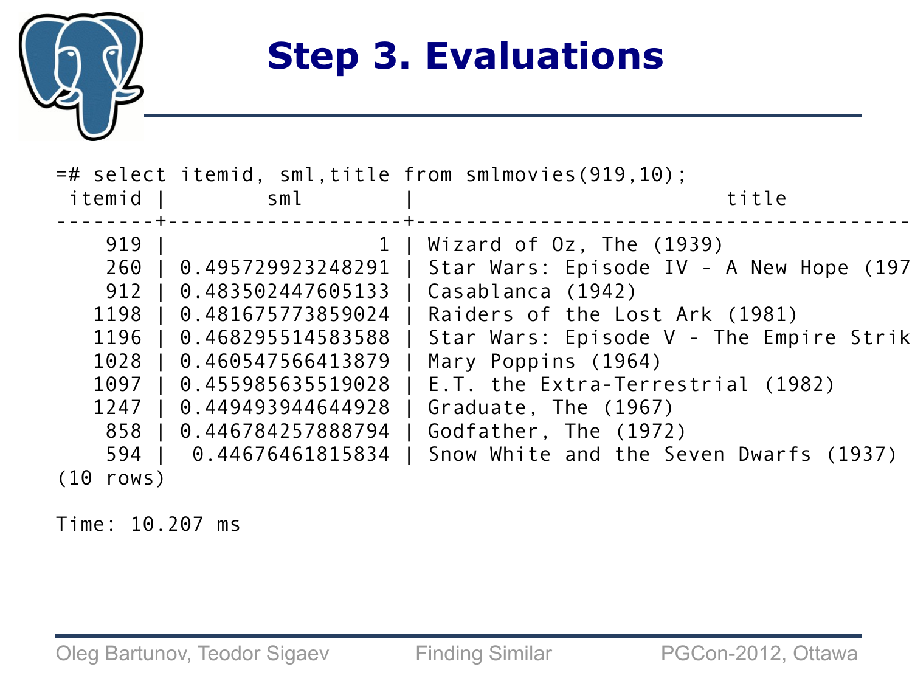# Step 3. Evaluations

```
=# select itemid, sml,title from smlmovies(919,10);
 itemid |        sml        |                         title
--------+-------------------+----------------------------------------
    919 |                 1 | Wizard of Oz, The (1939)
    260 | 0.495729923248291 | Star Wars: Episode IV - A New Hope (197
    912 | 0.483502447605133 | Casablanca (1942)
   1198 | 0.481675773859024 | Raiders of the Lost Ark (1981)
   1196 | 0.468295514583588 | Star Wars: Episode V - The Empire Strik
   1028 | 0.460547566413879 | Mary Poppins (1964)
   1097 | 0.455985635519028 | E.T. the Extra-Terrestrial (1982)
   1247 | 0.449493944644928 | Graduate, The (1967)
    858 | 0.446784257888794 | Godfather, The (1972)
    594 |  0.44676461815834 | Snow White and the Seven Dwarfs (1937)
(10 rows)

Time: 10.207 ms
```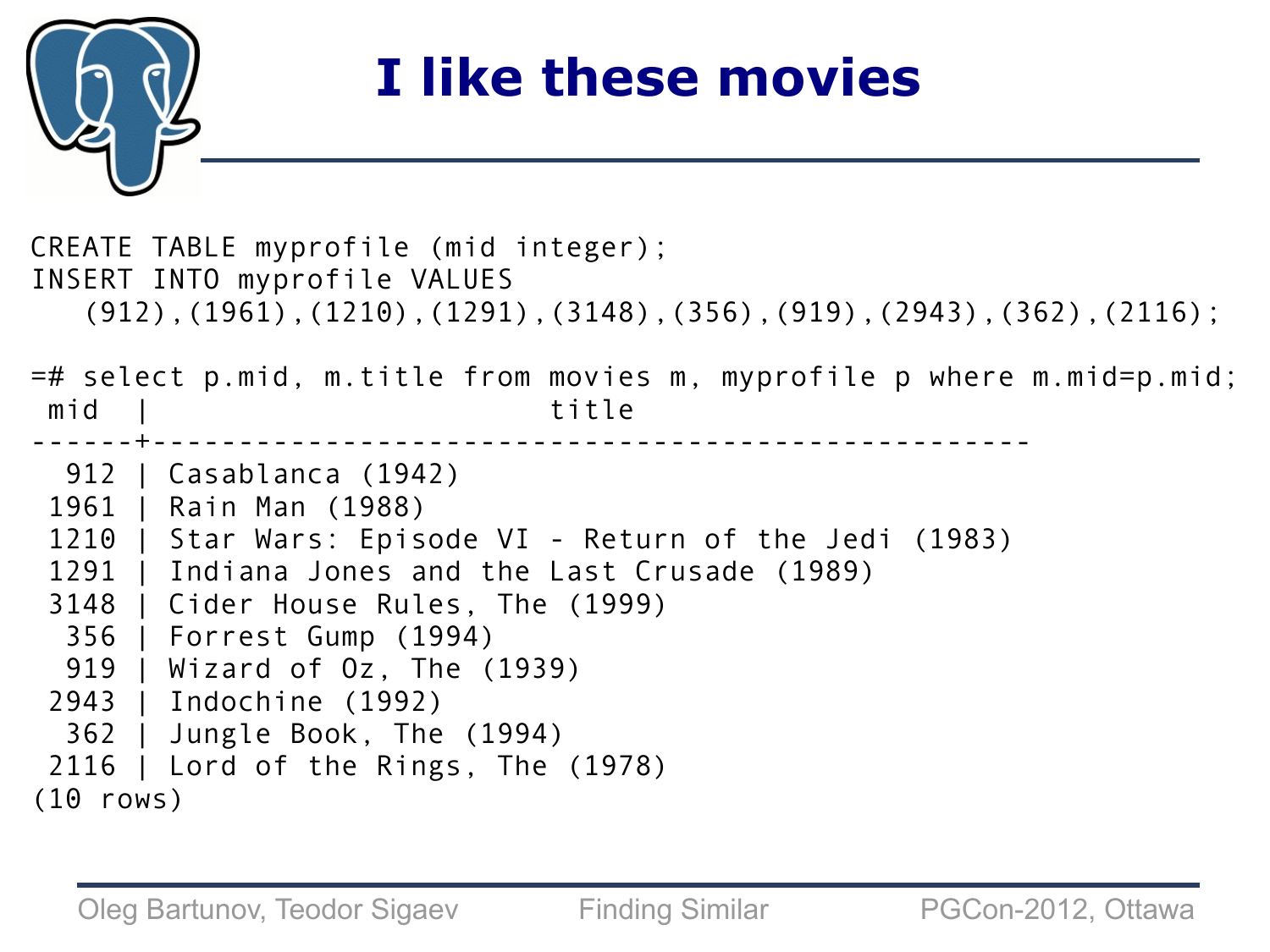# I like these movies

```
CREATE TABLE myprofile (mid integer);
INSERT INTO myprofile VALUES
   (912),(1961),(1210),(1291),(3148),(356),(919),(2943),(362),(2116);

=# select p.mid, m.title from movies m, myprofile p where m.mid=p.mid;
 mid  |                        title
------+-----------------------------------------------------
  912 | Casablanca (1942)
 1961 | Rain Man (1988)
 1210 | Star Wars: Episode VI - Return of the Jedi (1983)
 1291 | Indiana Jones and the Last Crusade (1989)
 3148 | Cider House Rules, The (1999)
  356 | Forrest Gump (1994)
  919 | Wizard of Oz, The (1939)
 2943 | Indochine (1992)
  362 | Jungle Book, The (1994)
 2116 | Lord of the Rings, The (1978)
(10 rows)
```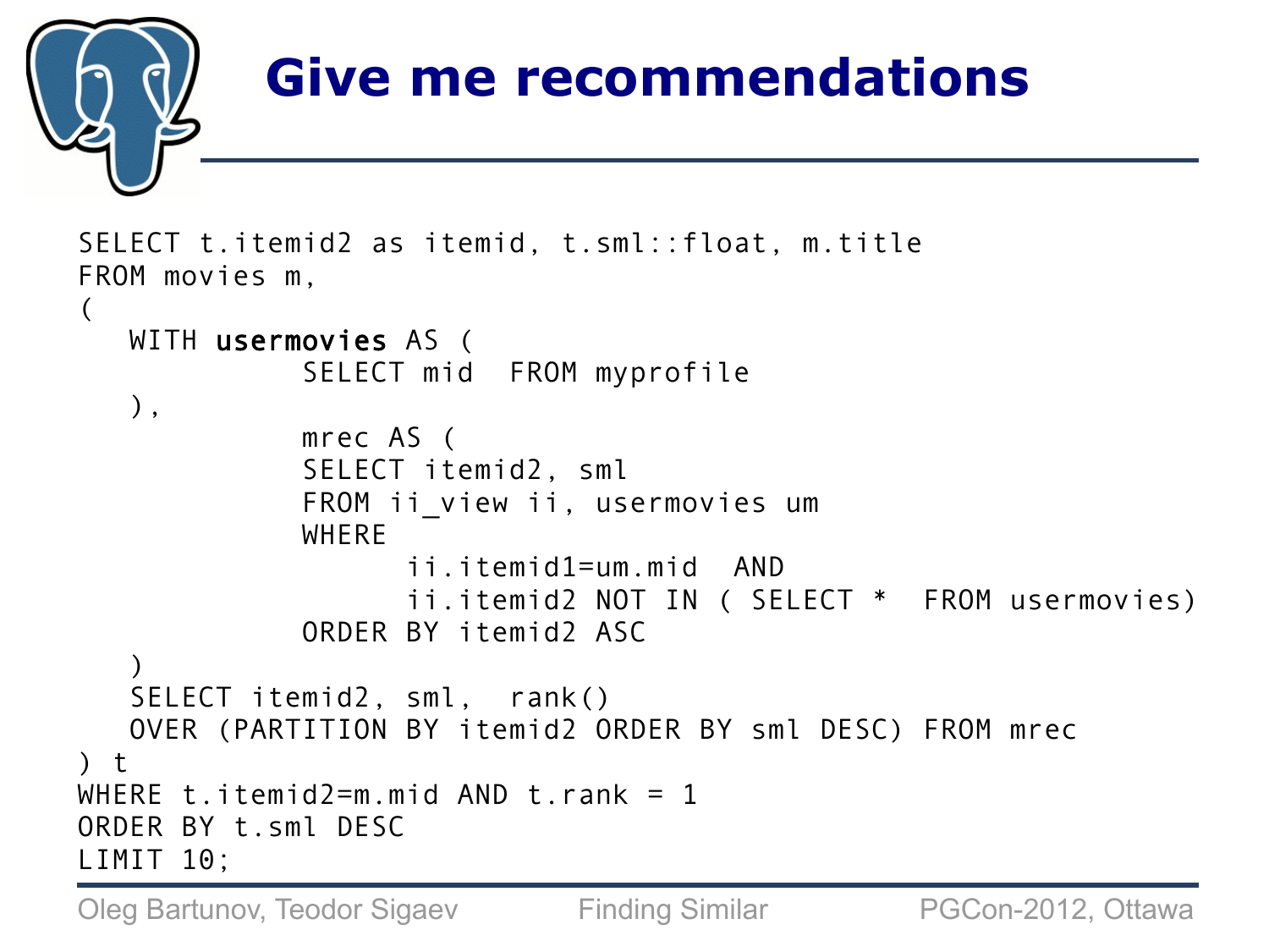# Give me recommendations

```
SELECT t.itemid2 as itemid, t.sml::float, m.title
FROM movies m,
(
   WITH usermovies AS (
            SELECT mid  FROM myprofile
   ),
            mrec AS (
            SELECT itemid2, sml
            FROM ii_view ii, usermovies um
            WHERE
                  ii.itemid1=um.mid  AND
                  ii.itemid2 NOT IN ( SELECT *  FROM usermovies)
            ORDER BY itemid2 ASC
   )
   SELECT itemid2, sml,  rank()
   OVER (PARTITION BY itemid2 ORDER BY sml DESC) FROM mrec
) t
WHERE t.itemid2=m.mid AND t.rank = 1
ORDER BY t.sml DESC
LIMIT 10;
```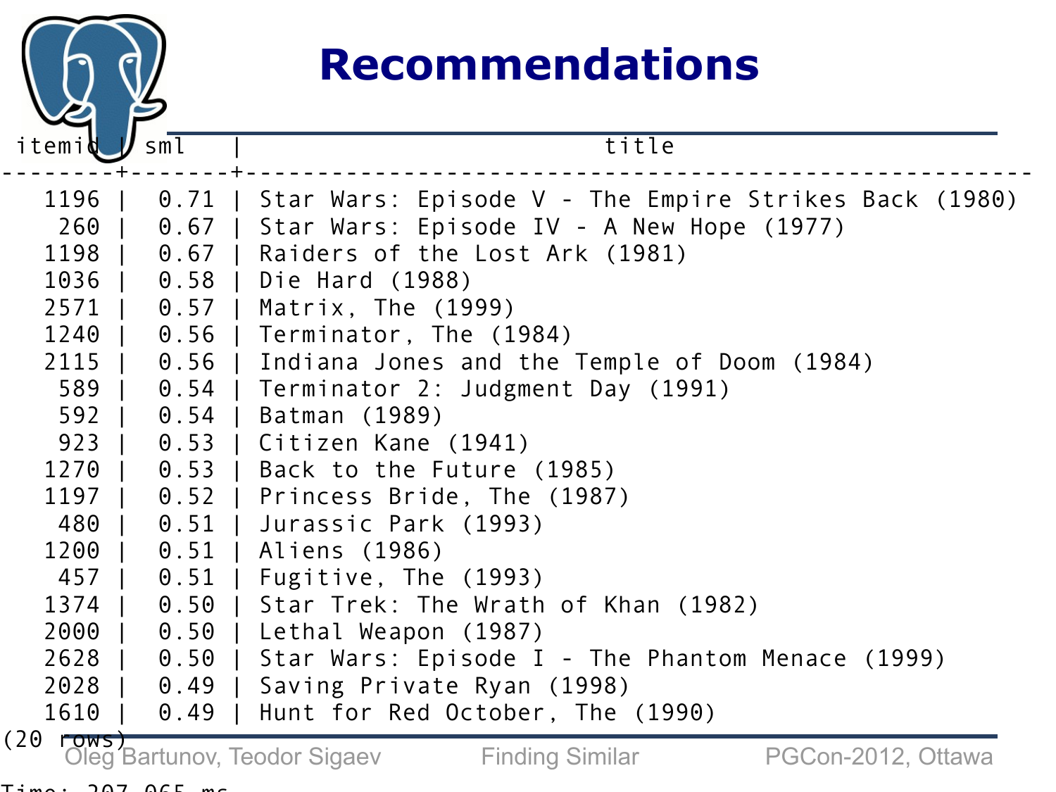# Recommendations

```
 itemid | sml  |                         title
--------+------+------------------------------------------------------
   1196 | 0.71 | Star Wars: Episode V - The Empire Strikes Back (1980)
    260 | 0.67 | Star Wars: Episode IV - A New Hope (1977)
   1198 | 0.67 | Raiders of the Lost Ark (1981)
   1036 | 0.58 | Die Hard (1988)
   2571 | 0.57 | Matrix, The (1999)
   1240 | 0.56 | Terminator, The (1984)
   2115 | 0.56 | Indiana Jones and the Temple of Doom (1984)
    589 | 0.54 | Terminator 2: Judgment Day (1991)
    592 | 0.54 | Batman (1989)
    923 | 0.53 | Citizen Kane (1941)
   1270 | 0.53 | Back to the Future (1985)
   1197 | 0.52 | Princess Bride, The (1987)
    480 | 0.51 | Jurassic Park (1993)
   1200 | 0.51 | Aliens (1986)
    457 | 0.51 | Fugitive, The (1993)
   1374 | 0.50 | Star Trek: The Wrath of Khan (1982)
   2000 | 0.50 | Lethal Weapon (1987)
   2628 | 0.50 | Star Wars: Episode I - The Phantom Menace (1999)
   2028 | 0.49 | Saving Private Ryan (1998)
   1610 | 0.49 | Hunt for Red October, The (1990)
(20 rows)

Time: 207.065 ms
```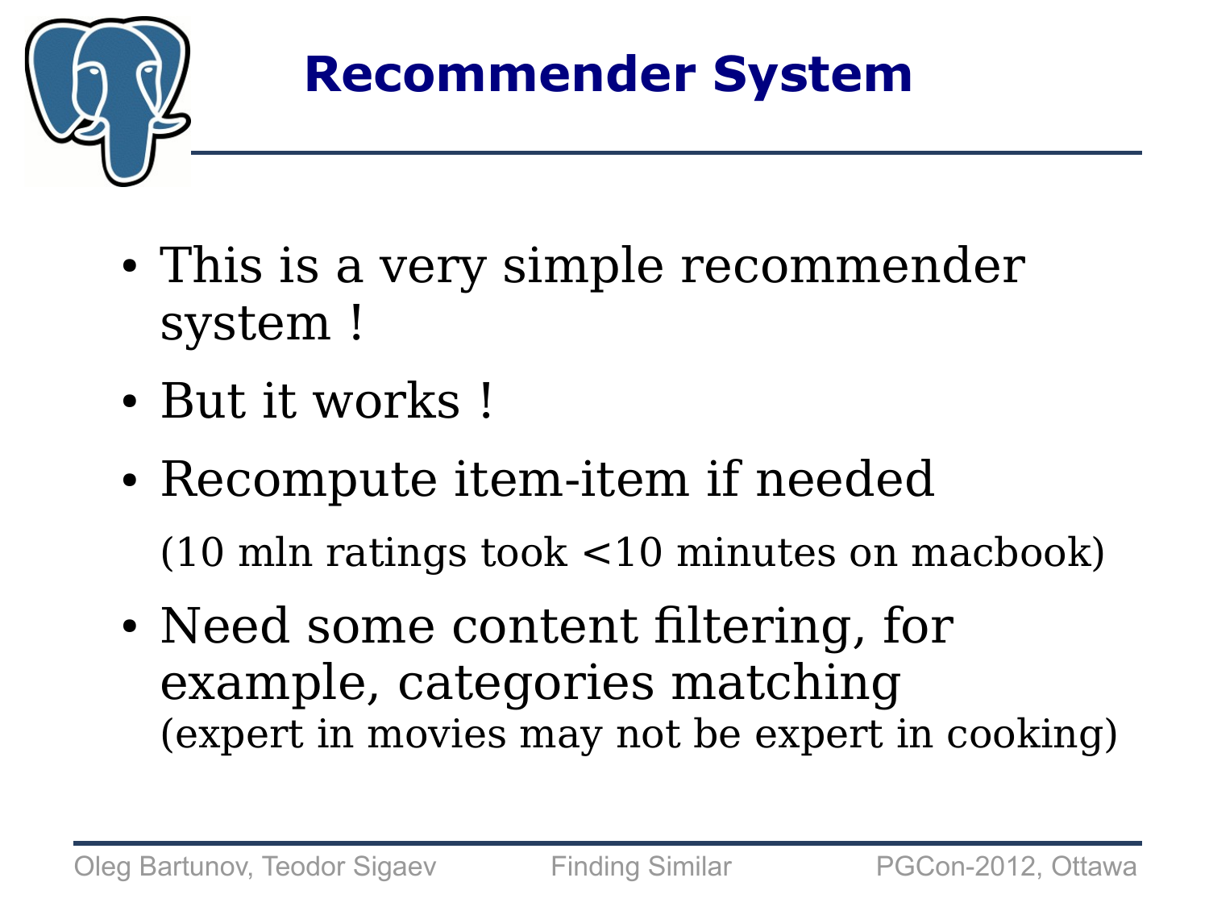# Recommender System

- This is a very simple recommender system !
- But it works !
- Recompute item-item if needed

  (10 mln ratings took <10 minutes on macbook)
- Need some content filtering, for example, categories matching
  (expert in movies may not be expert in cooking)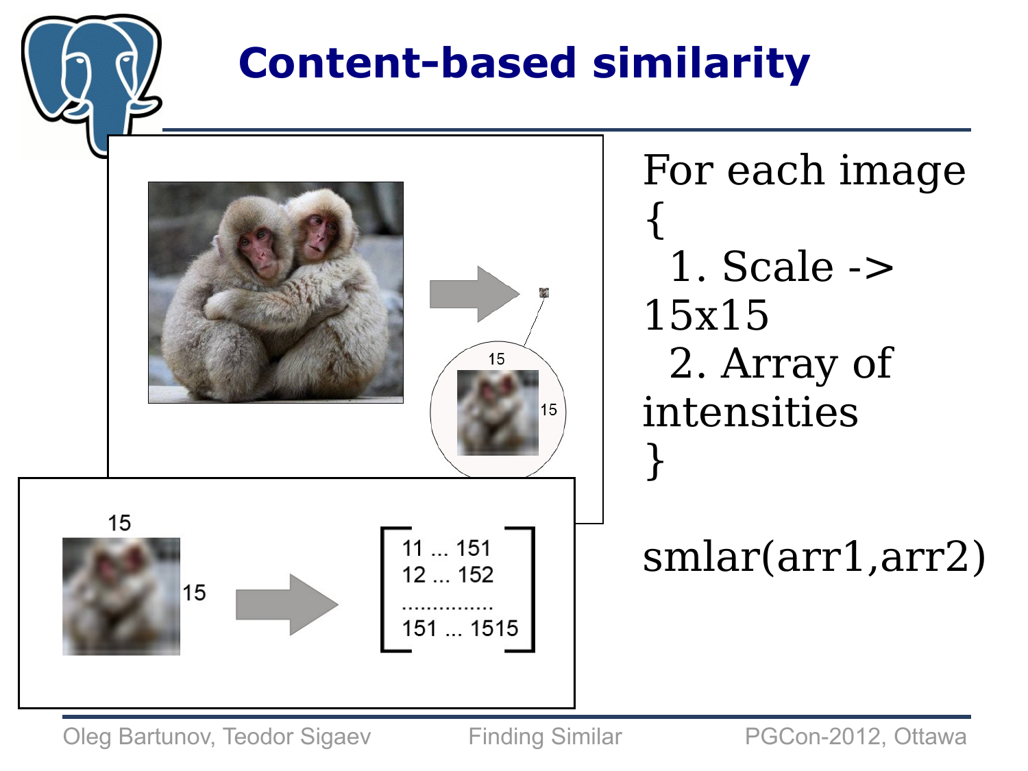# Content-based similarity

15

15

15

15

11 ... 151
12 ... 152
...............
151 ... 1515

```
For each image
{
  1. Scale -> 15x15
  2. Array of intensities
}

smlar(arr1,arr2)
```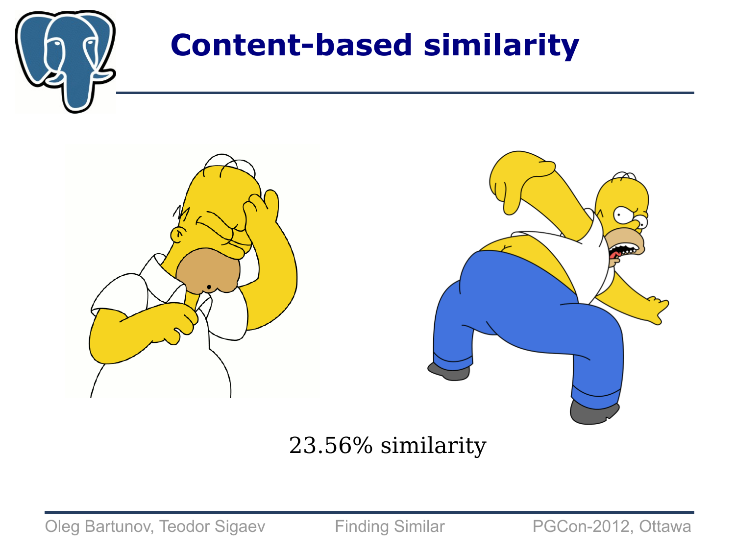# Content-based similarity

23.56% similarity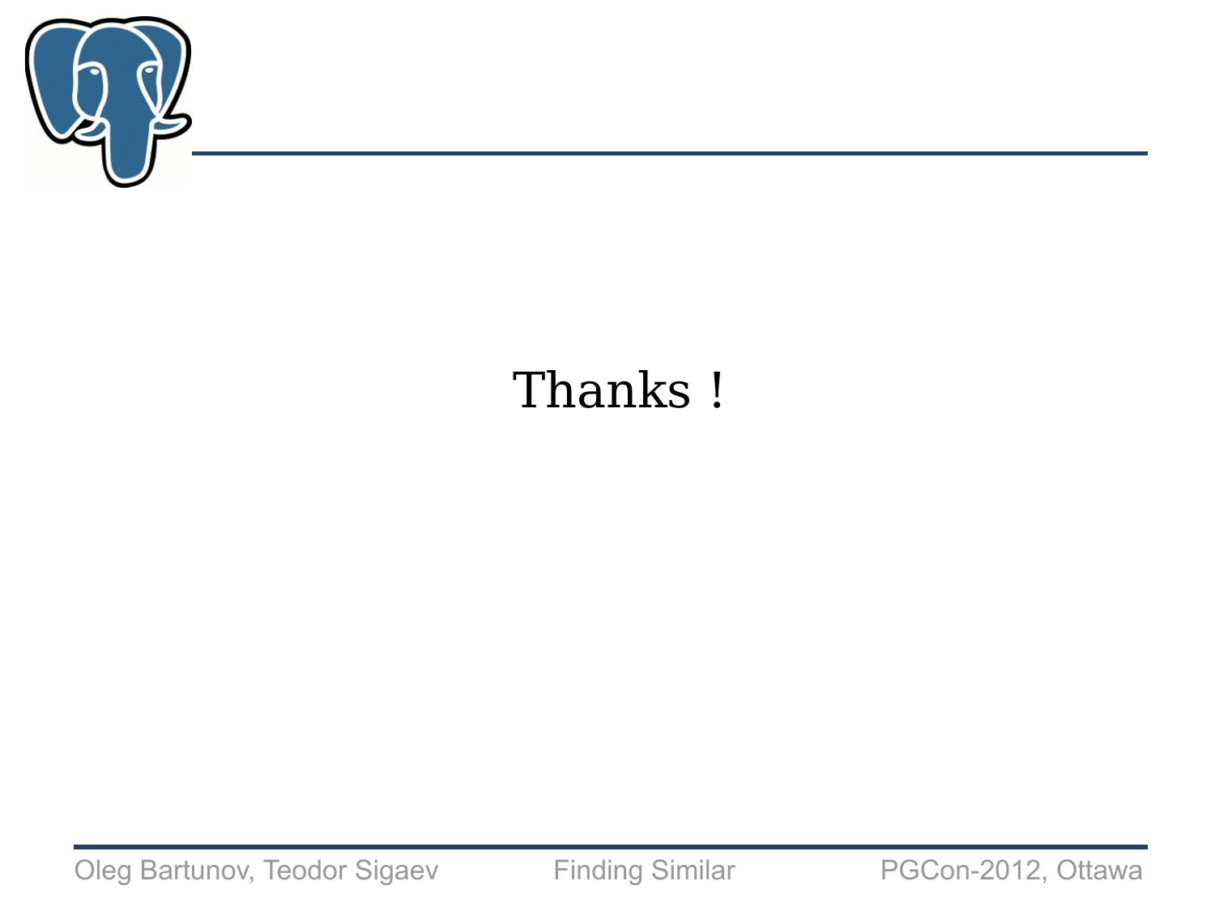Thanks !